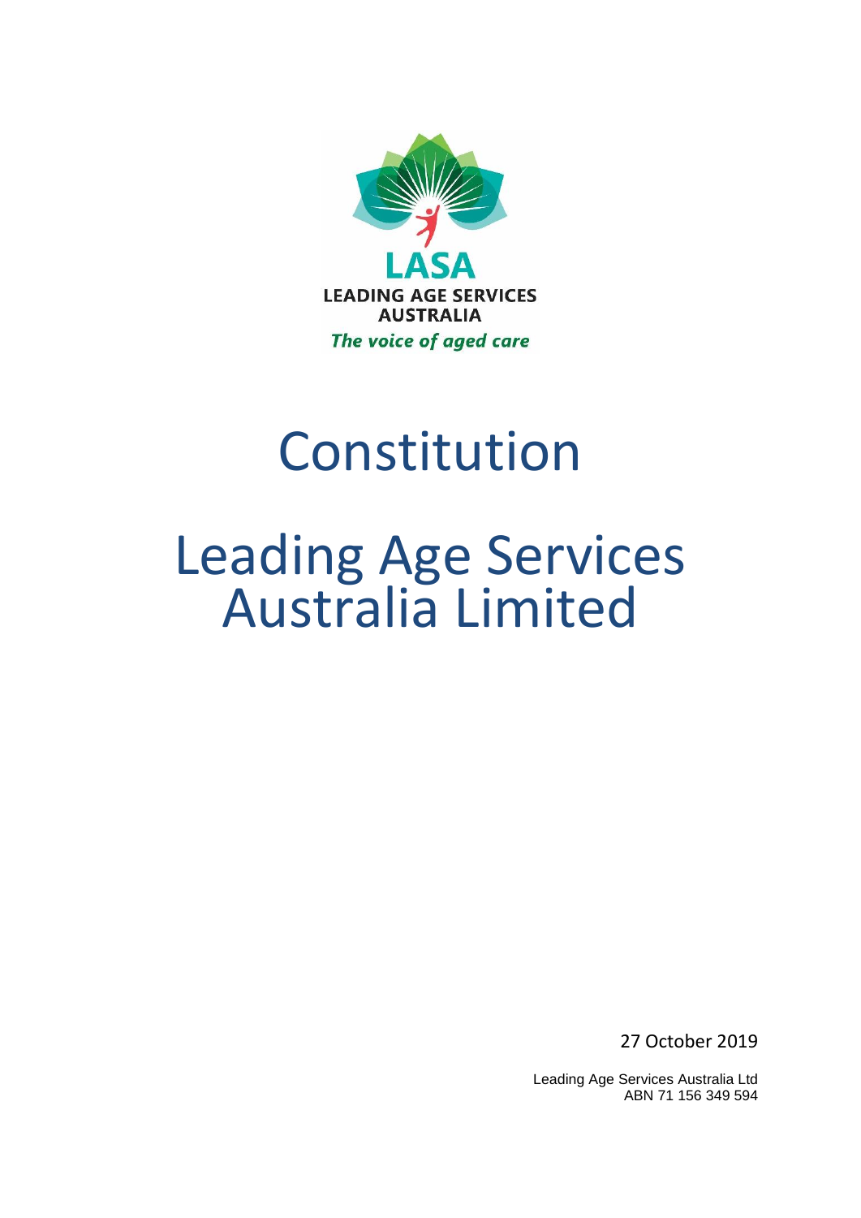LASA

LEADING AGE SERVICES AUSTRALIA

*The voice of aged care*

# Constitution

# Leading Age Services Australia Limited

27 October 2019

Leading Age Services Australia Ltd
ABN 71 156 349 594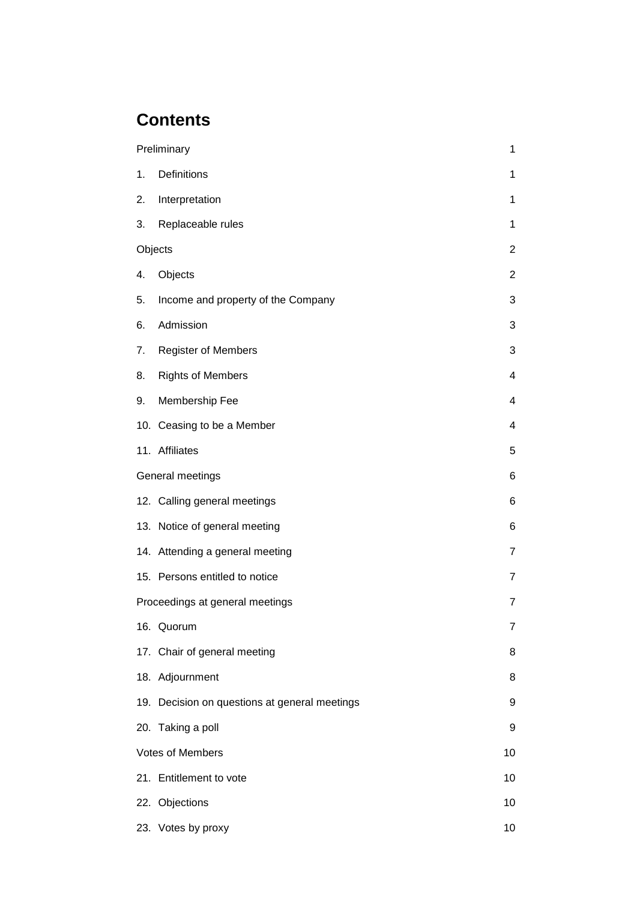# Contents

| | |
|---|---|
| Preliminary | 1 |
| 1. Definitions | 1 |
| 2. Interpretation | 1 |
| 3. Replaceable rules | 1 |
| Objects | 2 |
| 4. Objects | 2 |
| 5. Income and property of the Company | 3 |
| 6. Admission | 3 |
| 7. Register of Members | 3 |
| 8. Rights of Members | 4 |
| 9. Membership Fee | 4 |
| 10. Ceasing to be a Member | 4 |
| 11. Affiliates | 5 |
| General meetings | 6 |
| 12. Calling general meetings | 6 |
| 13. Notice of general meeting | 6 |
| 14. Attending a general meeting | 7 |
| 15. Persons entitled to notice | 7 |
| Proceedings at general meetings | 7 |
| 16. Quorum | 7 |
| 17. Chair of general meeting | 8 |
| 18. Adjournment | 8 |
| 19. Decision on questions at general meetings | 9 |
| 20. Taking a poll | 9 |
| Votes of Members | 10 |
| 21. Entitlement to vote | 10 |
| 22. Objections | 10 |
| 23. Votes by proxy | 10 |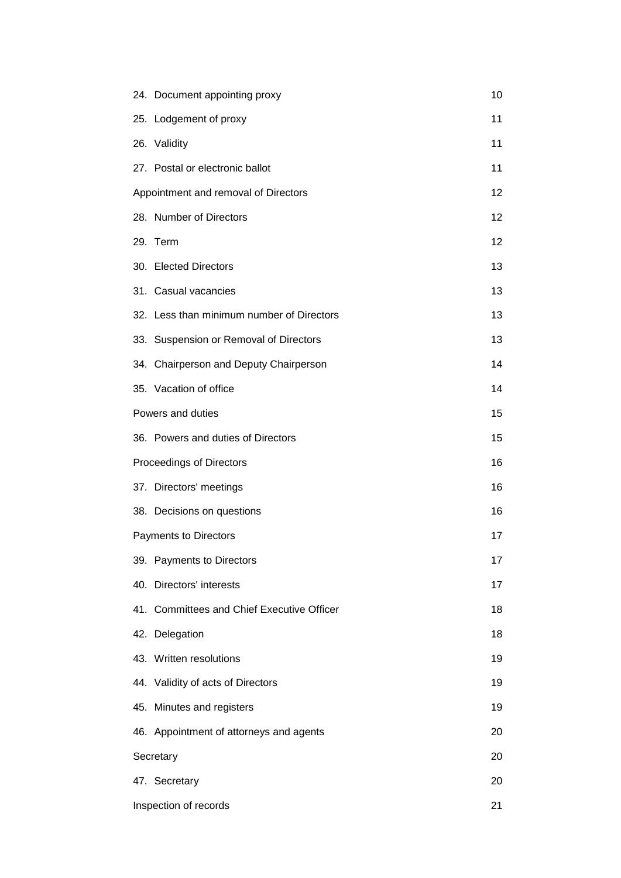| | |
|---|---|
| 24. Document appointing proxy | 10 |
| 25. Lodgement of proxy | 11 |
| 26. Validity | 11 |
| 27. Postal or electronic ballot | 11 |
| Appointment and removal of Directors | 12 |
| 28. Number of Directors | 12 |
| 29. Term | 12 |
| 30. Elected Directors | 13 |
| 31. Casual vacancies | 13 |
| 32. Less than minimum number of Directors | 13 |
| 33. Suspension or Removal of Directors | 13 |
| 34. Chairperson and Deputy Chairperson | 14 |
| 35. Vacation of office | 14 |
| Powers and duties | 15 |
| 36. Powers and duties of Directors | 15 |
| Proceedings of Directors | 16 |
| 37. Directors' meetings | 16 |
| 38. Decisions on questions | 16 |
| Payments to Directors | 17 |
| 39. Payments to Directors | 17 |
| 40. Directors' interests | 17 |
| 41. Committees and Chief Executive Officer | 18 |
| 42. Delegation | 18 |
| 43. Written resolutions | 19 |
| 44. Validity of acts of Directors | 19 |
| 45. Minutes and registers | 19 |
| 46. Appointment of attorneys and agents | 20 |
| Secretary | 20 |
| 47. Secretary | 20 |
| Inspection of records | 21 |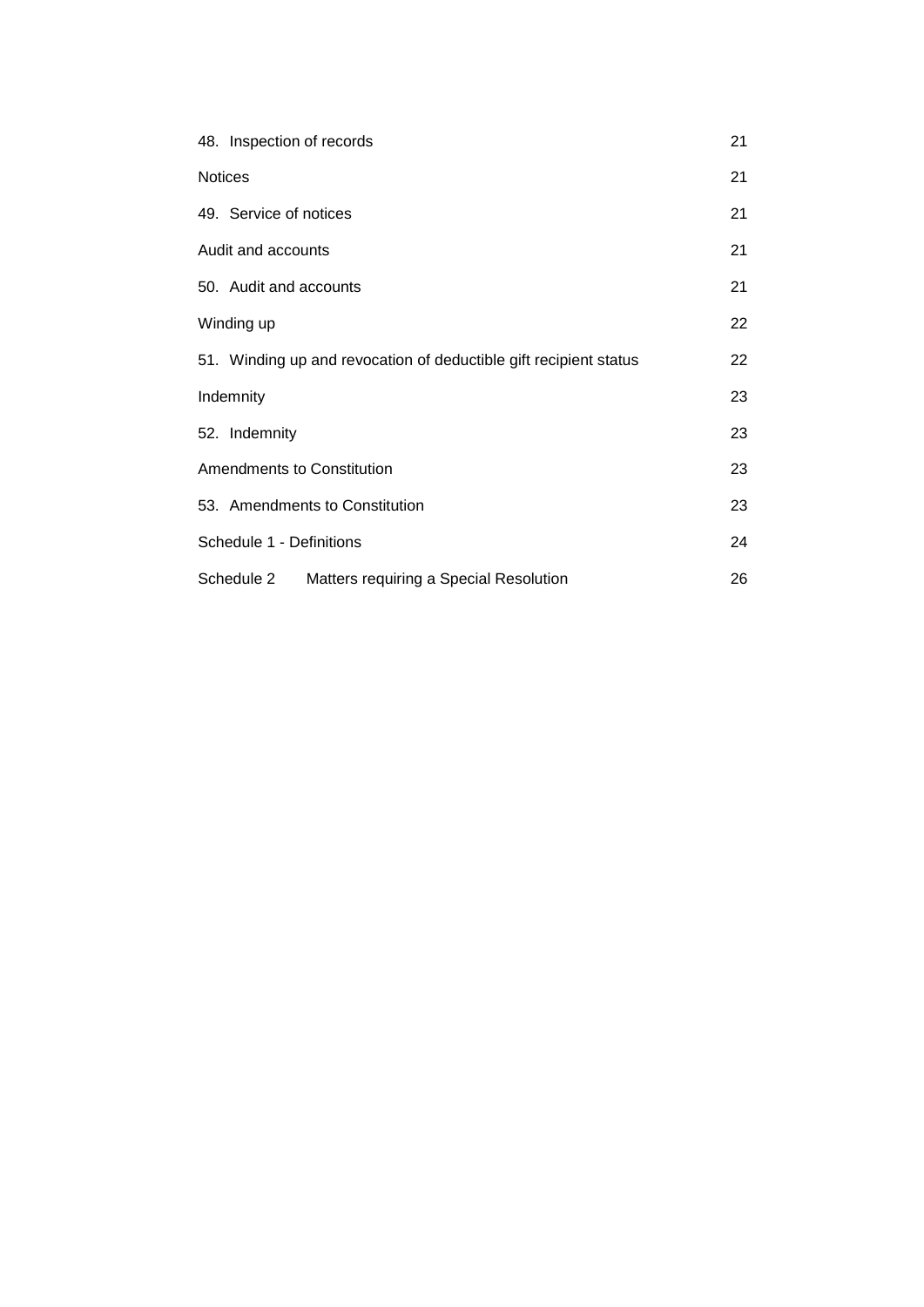| | |
|---|---|
| 48. Inspection of records | 21 |
| Notices | 21 |
| 49. Service of notices | 21 |
| Audit and accounts | 21 |
| 50. Audit and accounts | 21 |
| Winding up | 22 |
| 51. Winding up and revocation of deductible gift recipient status | 22 |
| Indemnity | 23 |
| 52. Indemnity | 23 |
| Amendments to Constitution | 23 |
| 53. Amendments to Constitution | 23 |
| Schedule 1 - Definitions | 24 |
| Schedule 2 Matters requiring a Special Resolution | 26 |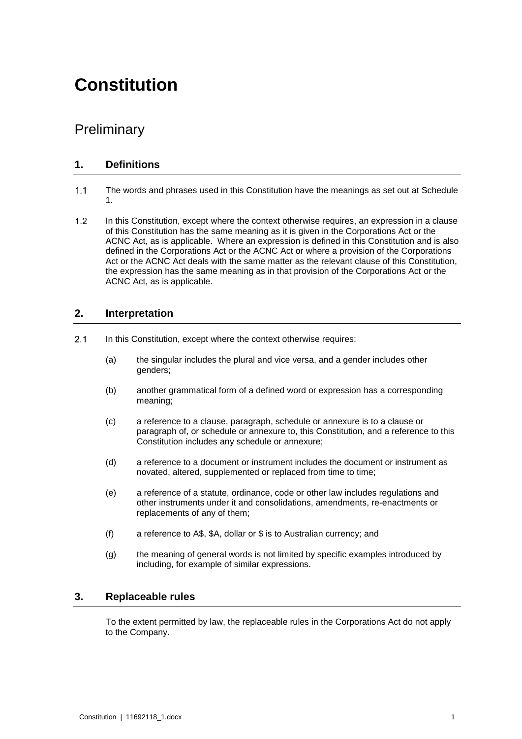# Constitution

## Preliminary

### 1. Definitions

1.1 The words and phrases used in this Constitution have the meanings as set out at Schedule 1.

1.2 In this Constitution, except where the context otherwise requires, an expression in a clause of this Constitution has the same meaning as it is given in the Corporations Act or the ACNC Act, as is applicable. Where an expression is defined in this Constitution and is also defined in the Corporations Act or the ACNC Act or where a provision of the Corporations Act or the ACNC Act deals with the same matter as the relevant clause of this Constitution, the expression has the same meaning as in that provision of the Corporations Act or the ACNC Act, as is applicable.

### 2. Interpretation

2.1 In this Constitution, except where the context otherwise requires:

(a) the singular includes the plural and vice versa, and a gender includes other genders;

(b) another grammatical form of a defined word or expression has a corresponding meaning;

(c) a reference to a clause, paragraph, schedule or annexure is to a clause or paragraph of, or schedule or annexure to, this Constitution, and a reference to this Constitution includes any schedule or annexure;

(d) a reference to a document or instrument includes the document or instrument as novated, altered, supplemented or replaced from time to time;

(e) a reference of a statute, ordinance, code or other law includes regulations and other instruments under it and consolidations, amendments, re-enactments or replacements of any of them;

(f) a reference to A$, $A, dollar or $ is to Australian currency; and

(g) the meaning of general words is not limited by specific examples introduced by including, for example of similar expressions.

### 3. Replaceable rules

To the extent permitted by law, the replaceable rules in the Corporations Act do not apply to the Company.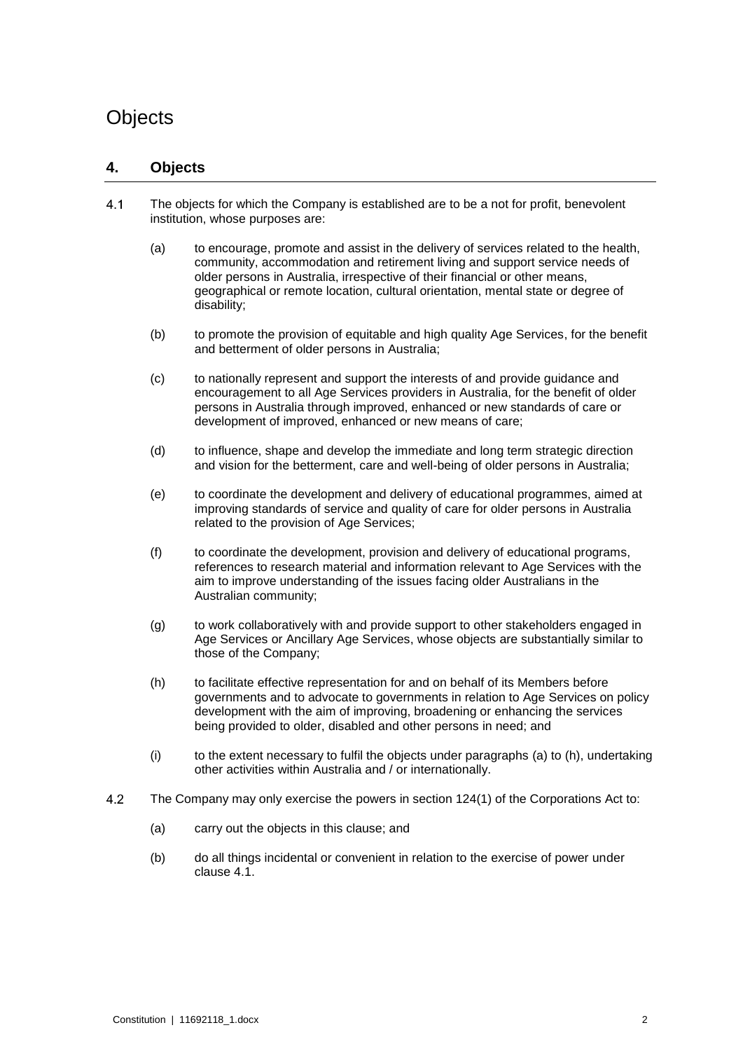# Objects

## 4. Objects

4.1 The objects for which the Company is established are to be a not for profit, benevolent institution, whose purposes are:

(a) to encourage, promote and assist in the delivery of services related to the health, community, accommodation and retirement living and support service needs of older persons in Australia, irrespective of their financial or other means, geographical or remote location, cultural orientation, mental state or degree of disability;

(b) to promote the provision of equitable and high quality Age Services, for the benefit and betterment of older persons in Australia;

(c) to nationally represent and support the interests of and provide guidance and encouragement to all Age Services providers in Australia, for the benefit of older persons in Australia through improved, enhanced or new standards of care or development of improved, enhanced or new means of care;

(d) to influence, shape and develop the immediate and long term strategic direction and vision for the betterment, care and well-being of older persons in Australia;

(e) to coordinate the development and delivery of educational programmes, aimed at improving standards of service and quality of care for older persons in Australia related to the provision of Age Services;

(f) to coordinate the development, provision and delivery of educational programs, references to research material and information relevant to Age Services with the aim to improve understanding of the issues facing older Australians in the Australian community;

(g) to work collaboratively with and provide support to other stakeholders engaged in Age Services or Ancillary Age Services, whose objects are substantially similar to those of the Company;

(h) to facilitate effective representation for and on behalf of its Members before governments and to advocate to governments in relation to Age Services on policy development with the aim of improving, broadening or enhancing the services being provided to older, disabled and other persons in need; and

(i) to the extent necessary to fulfil the objects under paragraphs (a) to (h), undertaking other activities within Australia and / or internationally.

4.2 The Company may only exercise the powers in section 124(1) of the Corporations Act to:

(a) carry out the objects in this clause; and

(b) do all things incidental or convenient in relation to the exercise of power under clause 4.1.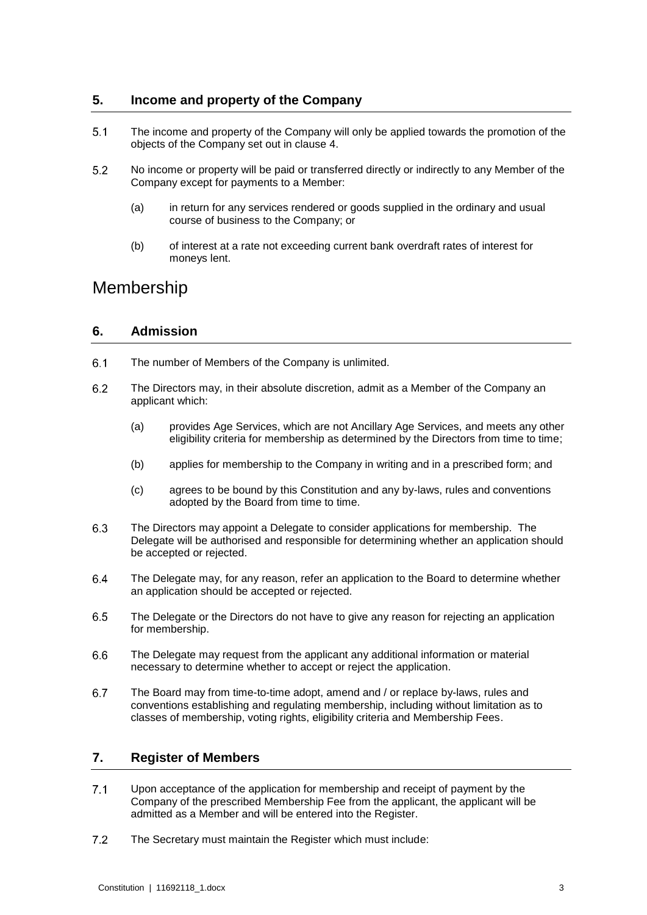## 5. Income and property of the Company

5.1 The income and property of the Company will only be applied towards the promotion of the objects of the Company set out in clause 4.

5.2 No income or property will be paid or transferred directly or indirectly to any Member of the Company except for payments to a Member:

(a) in return for any services rendered or goods supplied in the ordinary and usual course of business to the Company; or

(b) of interest at a rate not exceeding current bank overdraft rates of interest for moneys lent.

# Membership

## 6. Admission

6.1 The number of Members of the Company is unlimited.

6.2 The Directors may, in their absolute discretion, admit as a Member of the Company an applicant which:

(a) provides Age Services, which are not Ancillary Age Services, and meets any other eligibility criteria for membership as determined by the Directors from time to time;

(b) applies for membership to the Company in writing and in a prescribed form; and

(c) agrees to be bound by this Constitution and any by-laws, rules and conventions adopted by the Board from time to time.

6.3 The Directors may appoint a Delegate to consider applications for membership. The Delegate will be authorised and responsible for determining whether an application should be accepted or rejected.

6.4 The Delegate may, for any reason, refer an application to the Board to determine whether an application should be accepted or rejected.

6.5 The Delegate or the Directors do not have to give any reason for rejecting an application for membership.

6.6 The Delegate may request from the applicant any additional information or material necessary to determine whether to accept or reject the application.

6.7 The Board may from time-to-time adopt, amend and / or replace by-laws, rules and conventions establishing and regulating membership, including without limitation as to classes of membership, voting rights, eligibility criteria and Membership Fees.

## 7. Register of Members

7.1 Upon acceptance of the application for membership and receipt of payment by the Company of the prescribed Membership Fee from the applicant, the applicant will be admitted as a Member and will be entered into the Register.

7.2 The Secretary must maintain the Register which must include: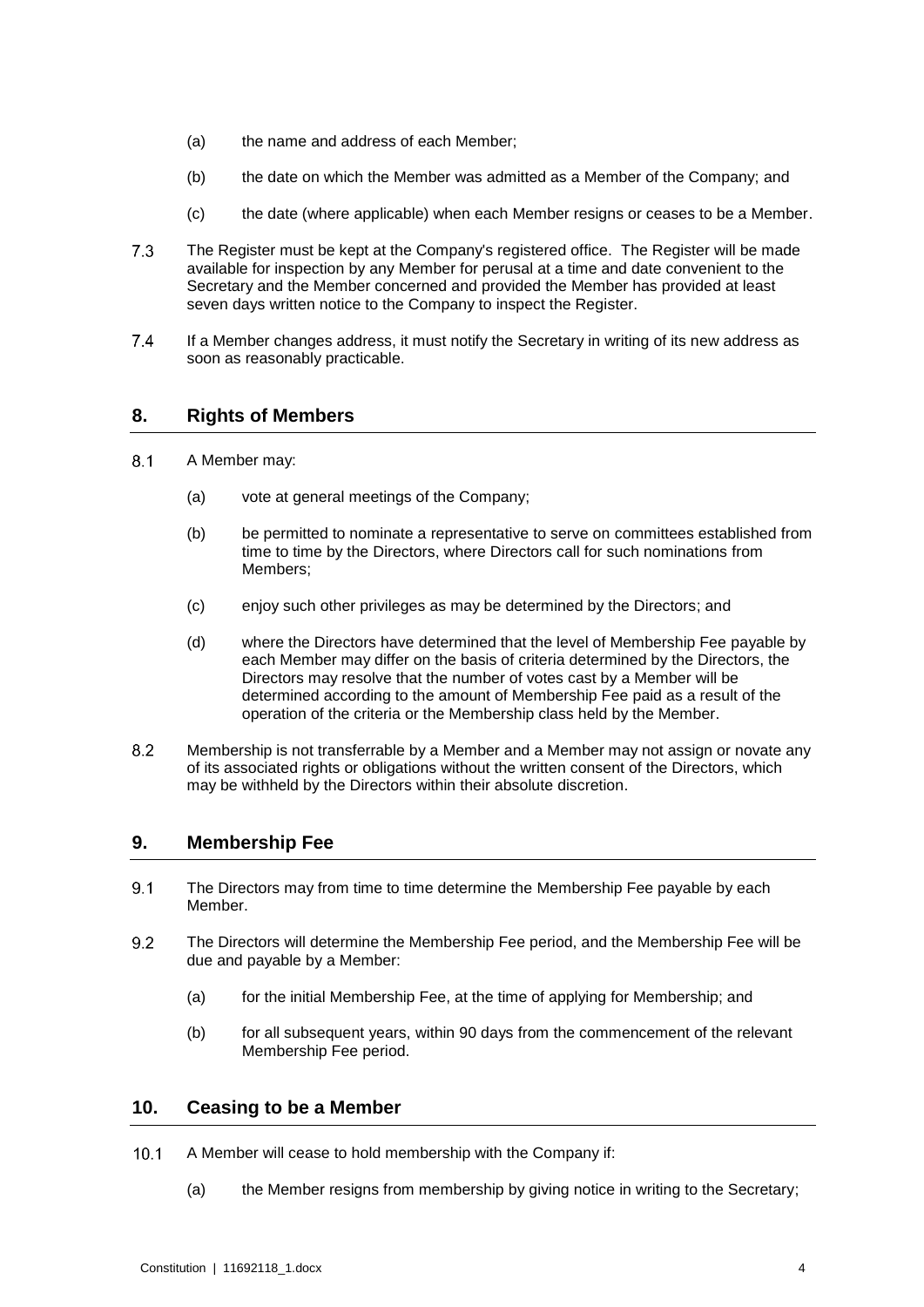(a) the name and address of each Member;

(b) the date on which the Member was admitted as a Member of the Company; and

(c) the date (where applicable) when each Member resigns or ceases to be a Member.

7.3 The Register must be kept at the Company's registered office. The Register will be made available for inspection by any Member for perusal at a time and date convenient to the Secretary and the Member concerned and provided the Member has provided at least seven days written notice to the Company to inspect the Register.

7.4 If a Member changes address, it must notify the Secretary in writing of its new address as soon as reasonably practicable.

## 8. Rights of Members

8.1 A Member may:

(a) vote at general meetings of the Company;

(b) be permitted to nominate a representative to serve on committees established from time to time by the Directors, where Directors call for such nominations from Members;

(c) enjoy such other privileges as may be determined by the Directors; and

(d) where the Directors have determined that the level of Membership Fee payable by each Member may differ on the basis of criteria determined by the Directors, the Directors may resolve that the number of votes cast by a Member will be determined according to the amount of Membership Fee paid as a result of the operation of the criteria or the Membership class held by the Member.

8.2 Membership is not transferrable by a Member and a Member may not assign or novate any of its associated rights or obligations without the written consent of the Directors, which may be withheld by the Directors within their absolute discretion.

## 9. Membership Fee

9.1 The Directors may from time to time determine the Membership Fee payable by each Member.

9.2 The Directors will determine the Membership Fee period, and the Membership Fee will be due and payable by a Member:

(a) for the initial Membership Fee, at the time of applying for Membership; and

(b) for all subsequent years, within 90 days from the commencement of the relevant Membership Fee period.

## 10. Ceasing to be a Member

10.1 A Member will cease to hold membership with the Company if:

(a) the Member resigns from membership by giving notice in writing to the Secretary;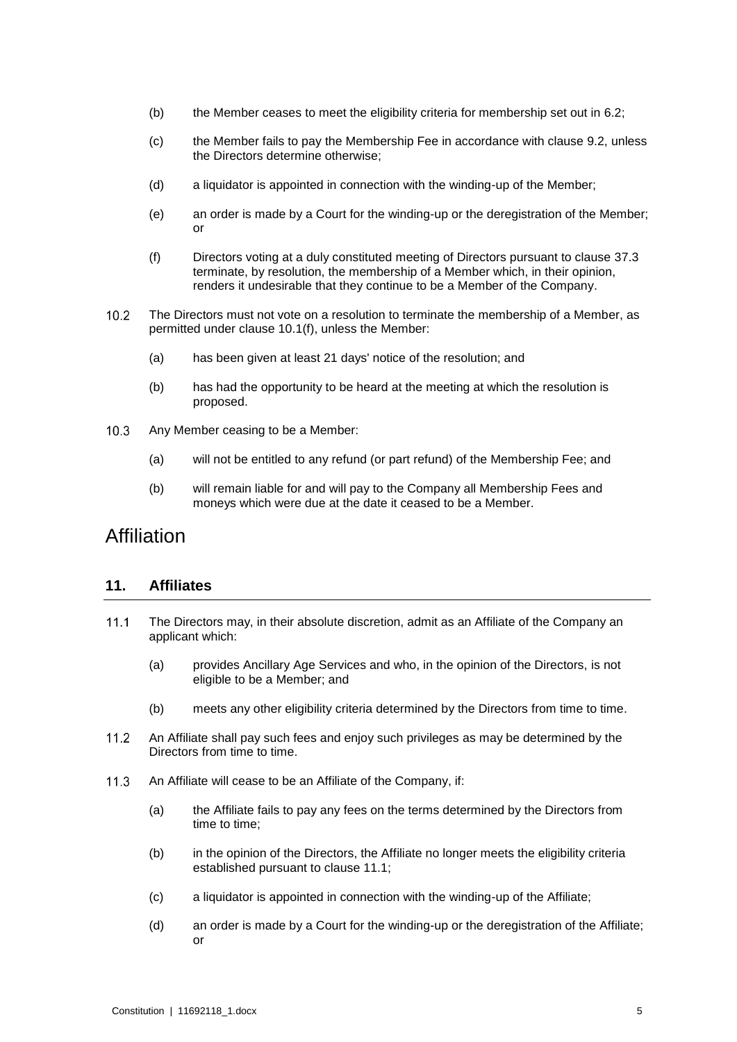(b) the Member ceases to meet the eligibility criteria for membership set out in 6.2;

(c) the Member fails to pay the Membership Fee in accordance with clause 9.2, unless the Directors determine otherwise;

(d) a liquidator is appointed in connection with the winding-up of the Member;

(e) an order is made by a Court for the winding-up or the deregistration of the Member; or

(f) Directors voting at a duly constituted meeting of Directors pursuant to clause 37.3 terminate, by resolution, the membership of a Member which, in their opinion, renders it undesirable that they continue to be a Member of the Company.

10.2 The Directors must not vote on a resolution to terminate the membership of a Member, as permitted under clause 10.1(f), unless the Member:

(a) has been given at least 21 days' notice of the resolution; and

(b) has had the opportunity to be heard at the meeting at which the resolution is proposed.

10.3 Any Member ceasing to be a Member:

(a) will not be entitled to any refund (or part refund) of the Membership Fee; and

(b) will remain liable for and will pay to the Company all Membership Fees and moneys which were due at the date it ceased to be a Member.

# Affiliation

## 11. Affiliates

11.1 The Directors may, in their absolute discretion, admit as an Affiliate of the Company an applicant which:

(a) provides Ancillary Age Services and who, in the opinion of the Directors, is not eligible to be a Member; and

(b) meets any other eligibility criteria determined by the Directors from time to time.

11.2 An Affiliate shall pay such fees and enjoy such privileges as may be determined by the Directors from time to time.

11.3 An Affiliate will cease to be an Affiliate of the Company, if:

(a) the Affiliate fails to pay any fees on the terms determined by the Directors from time to time;

(b) in the opinion of the Directors, the Affiliate no longer meets the eligibility criteria established pursuant to clause 11.1;

(c) a liquidator is appointed in connection with the winding-up of the Affiliate;

(d) an order is made by a Court for the winding-up or the deregistration of the Affiliate; or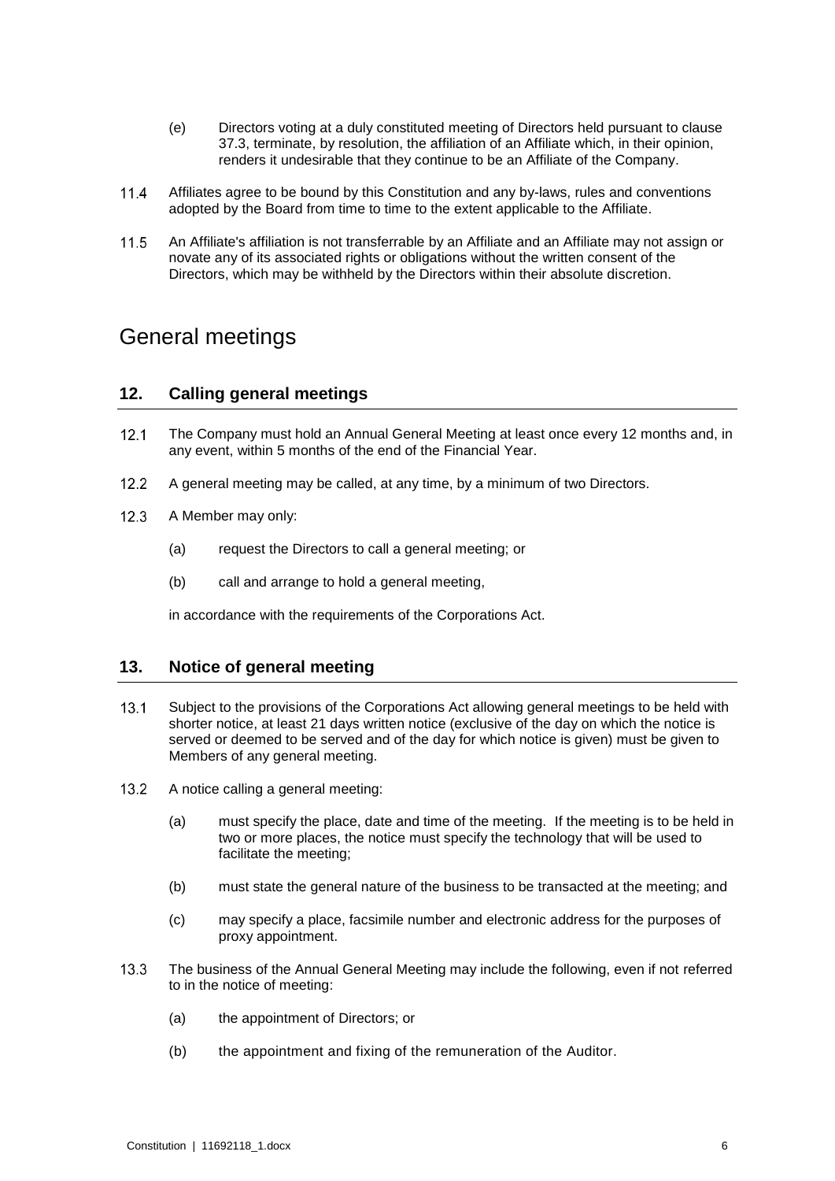(e) Directors voting at a duly constituted meeting of Directors held pursuant to clause 37.3, terminate, by resolution, the affiliation of an Affiliate which, in their opinion, renders it undesirable that they continue to be an Affiliate of the Company.

11.4 Affiliates agree to be bound by this Constitution and any by-laws, rules and conventions adopted by the Board from time to time to the extent applicable to the Affiliate.

11.5 An Affiliate's affiliation is not transferrable by an Affiliate and an Affiliate may not assign or novate any of its associated rights or obligations without the written consent of the Directors, which may be withheld by the Directors within their absolute discretion.

# General meetings

## 12. Calling general meetings

12.1 The Company must hold an Annual General Meeting at least once every 12 months and, in any event, within 5 months of the end of the Financial Year.

12.2 A general meeting may be called, at any time, by a minimum of two Directors.

12.3 A Member may only:

(a) request the Directors to call a general meeting; or

(b) call and arrange to hold a general meeting,

in accordance with the requirements of the Corporations Act.

## 13. Notice of general meeting

13.1 Subject to the provisions of the Corporations Act allowing general meetings to be held with shorter notice, at least 21 days written notice (exclusive of the day on which the notice is served or deemed to be served and of the day for which notice is given) must be given to Members of any general meeting.

13.2 A notice calling a general meeting:

(a) must specify the place, date and time of the meeting. If the meeting is to be held in two or more places, the notice must specify the technology that will be used to facilitate the meeting;

(b) must state the general nature of the business to be transacted at the meeting; and

(c) may specify a place, facsimile number and electronic address for the purposes of proxy appointment.

13.3 The business of the Annual General Meeting may include the following, even if not referred to in the notice of meeting:

(a) the appointment of Directors; or

(b) the appointment and fixing of the remuneration of the Auditor.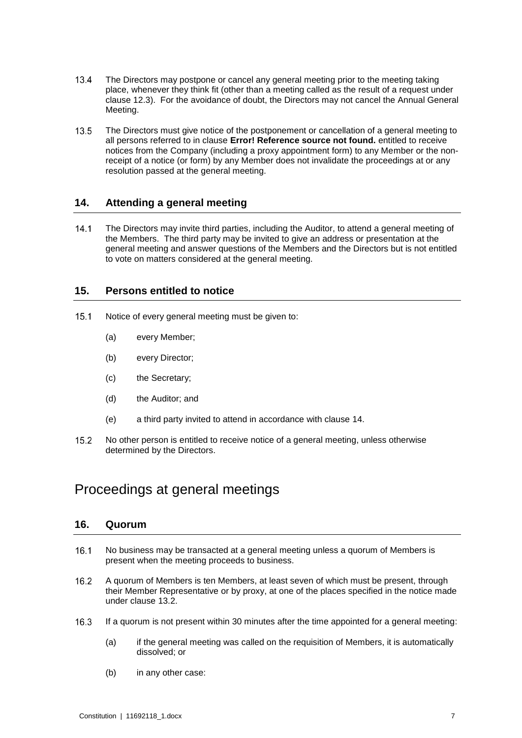13.4 The Directors may postpone or cancel any general meeting prior to the meeting taking place, whenever they think fit (other than a meeting called as the result of a request under clause 12.3). For the avoidance of doubt, the Directors may not cancel the Annual General Meeting.

13.5 The Directors must give notice of the postponement or cancellation of a general meeting to all persons referred to in clause **Error! Reference source not found.** entitled to receive notices from the Company (including a proxy appointment form) to any Member or the non-receipt of a notice (or form) by any Member does not invalidate the proceedings at or any resolution passed at the general meeting.

## 14. Attending a general meeting

14.1 The Directors may invite third parties, including the Auditor, to attend a general meeting of the Members. The third party may be invited to give an address or presentation at the general meeting and answer questions of the Members and the Directors but is not entitled to vote on matters considered at the general meeting.

## 15. Persons entitled to notice

15.1 Notice of every general meeting must be given to:

(a) every Member;

(b) every Director;

(c) the Secretary;

(d) the Auditor; and

(e) a third party invited to attend in accordance with clause 14.

15.2 No other person is entitled to receive notice of a general meeting, unless otherwise determined by the Directors.

# Proceedings at general meetings

## 16. Quorum

16.1 No business may be transacted at a general meeting unless a quorum of Members is present when the meeting proceeds to business.

16.2 A quorum of Members is ten Members, at least seven of which must be present, through their Member Representative or by proxy, at one of the places specified in the notice made under clause 13.2.

16.3 If a quorum is not present within 30 minutes after the time appointed for a general meeting:

(a) if the general meeting was called on the requisition of Members, it is automatically dissolved; or

(b) in any other case: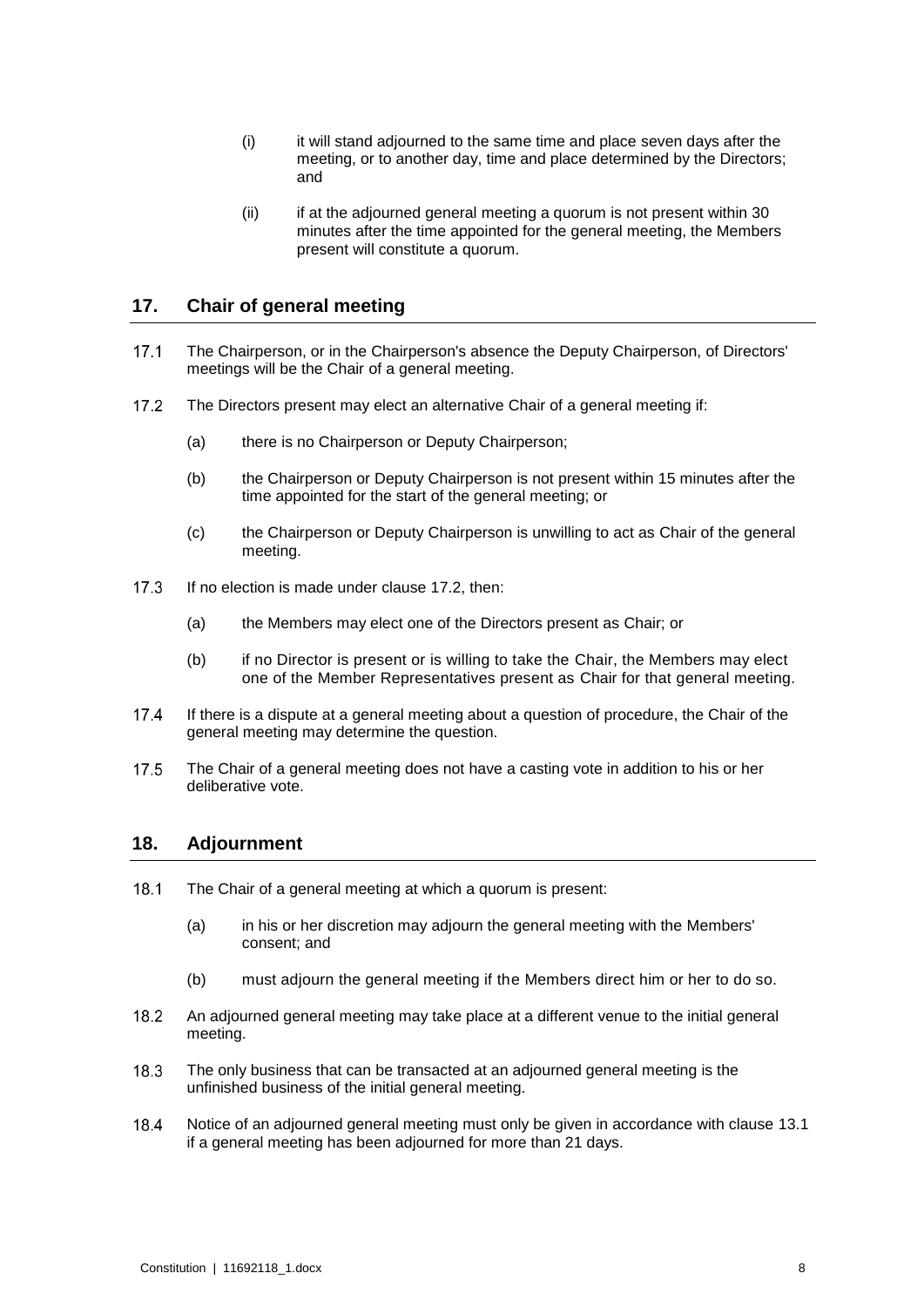(i) it will stand adjourned to the same time and place seven days after the meeting, or to another day, time and place determined by the Directors; and

(ii) if at the adjourned general meeting a quorum is not present within 30 minutes after the time appointed for the general meeting, the Members present will constitute a quorum.

## 17. Chair of general meeting

17.1 The Chairperson, or in the Chairperson's absence the Deputy Chairperson, of Directors' meetings will be the Chair of a general meeting.

17.2 The Directors present may elect an alternative Chair of a general meeting if:

(a) there is no Chairperson or Deputy Chairperson;

(b) the Chairperson or Deputy Chairperson is not present within 15 minutes after the time appointed for the start of the general meeting; or

(c) the Chairperson or Deputy Chairperson is unwilling to act as Chair of the general meeting.

17.3 If no election is made under clause 17.2, then:

(a) the Members may elect one of the Directors present as Chair; or

(b) if no Director is present or is willing to take the Chair, the Members may elect one of the Member Representatives present as Chair for that general meeting.

17.4 If there is a dispute at a general meeting about a question of procedure, the Chair of the general meeting may determine the question.

17.5 The Chair of a general meeting does not have a casting vote in addition to his or her deliberative vote.

## 18. Adjournment

18.1 The Chair of a general meeting at which a quorum is present:

(a) in his or her discretion may adjourn the general meeting with the Members' consent; and

(b) must adjourn the general meeting if the Members direct him or her to do so.

18.2 An adjourned general meeting may take place at a different venue to the initial general meeting.

18.3 The only business that can be transacted at an adjourned general meeting is the unfinished business of the initial general meeting.

18.4 Notice of an adjourned general meeting must only be given in accordance with clause 13.1 if a general meeting has been adjourned for more than 21 days.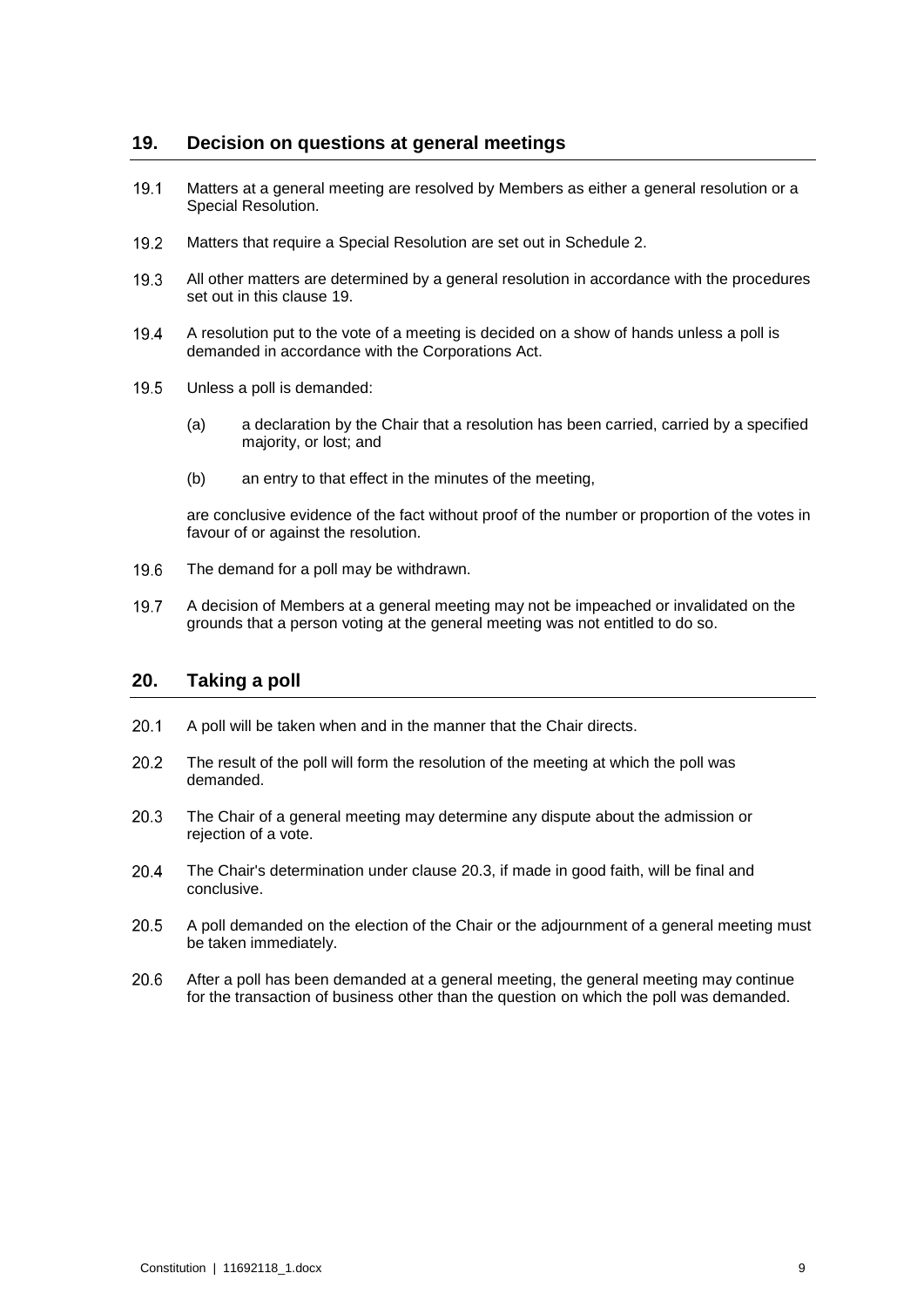## 19. Decision on questions at general meetings

19.1 Matters at a general meeting are resolved by Members as either a general resolution or a Special Resolution.

19.2 Matters that require a Special Resolution are set out in Schedule 2.

19.3 All other matters are determined by a general resolution in accordance with the procedures set out in this clause 19.

19.4 A resolution put to the vote of a meeting is decided on a show of hands unless a poll is demanded in accordance with the Corporations Act.

19.5 Unless a poll is demanded:

(a) a declaration by the Chair that a resolution has been carried, carried by a specified majority, or lost; and

(b) an entry to that effect in the minutes of the meeting,

are conclusive evidence of the fact without proof of the number or proportion of the votes in favour of or against the resolution.

19.6 The demand for a poll may be withdrawn.

19.7 A decision of Members at a general meeting may not be impeached or invalidated on the grounds that a person voting at the general meeting was not entitled to do so.

## 20. Taking a poll

20.1 A poll will be taken when and in the manner that the Chair directs.

20.2 The result of the poll will form the resolution of the meeting at which the poll was demanded.

20.3 The Chair of a general meeting may determine any dispute about the admission or rejection of a vote.

20.4 The Chair's determination under clause 20.3, if made in good faith, will be final and conclusive.

20.5 A poll demanded on the election of the Chair or the adjournment of a general meeting must be taken immediately.

20.6 After a poll has been demanded at a general meeting, the general meeting may continue for the transaction of business other than the question on which the poll was demanded.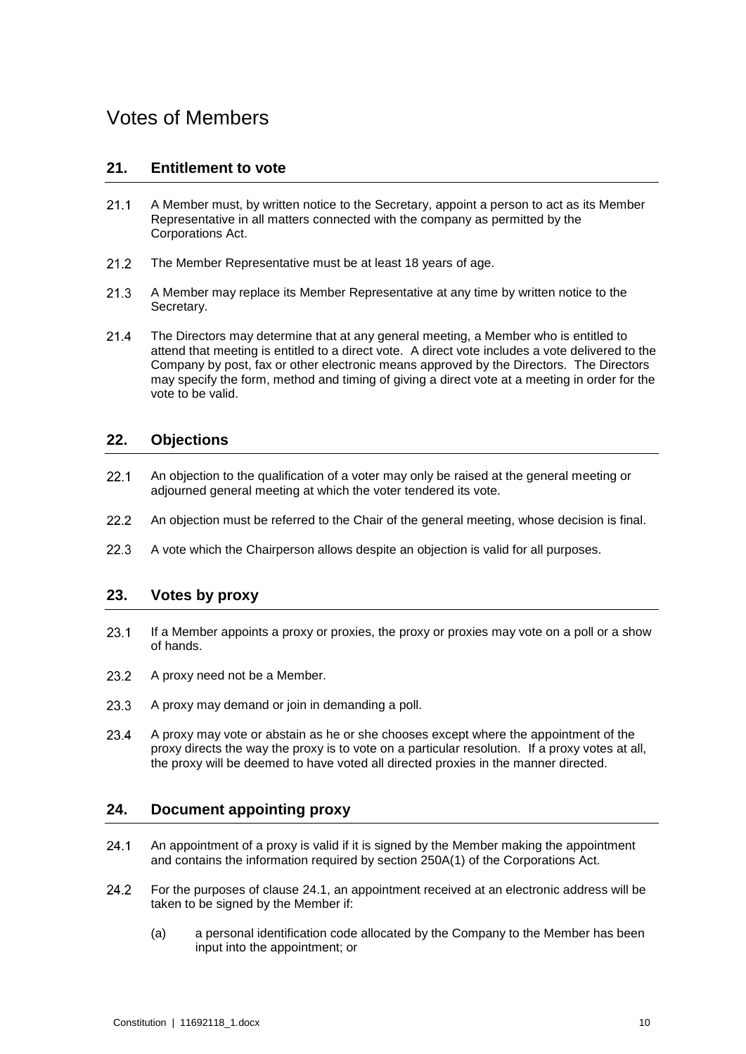# Votes of Members

## 21. Entitlement to vote

21.1 A Member must, by written notice to the Secretary, appoint a person to act as its Member Representative in all matters connected with the company as permitted by the Corporations Act.

21.2 The Member Representative must be at least 18 years of age.

21.3 A Member may replace its Member Representative at any time by written notice to the Secretary.

21.4 The Directors may determine that at any general meeting, a Member who is entitled to attend that meeting is entitled to a direct vote. A direct vote includes a vote delivered to the Company by post, fax or other electronic means approved by the Directors. The Directors may specify the form, method and timing of giving a direct vote at a meeting in order for the vote to be valid.

## 22. Objections

22.1 An objection to the qualification of a voter may only be raised at the general meeting or adjourned general meeting at which the voter tendered its vote.

22.2 An objection must be referred to the Chair of the general meeting, whose decision is final.

22.3 A vote which the Chairperson allows despite an objection is valid for all purposes.

## 23. Votes by proxy

23.1 If a Member appoints a proxy or proxies, the proxy or proxies may vote on a poll or a show of hands.

23.2 A proxy need not be a Member.

23.3 A proxy may demand or join in demanding a poll.

23.4 A proxy may vote or abstain as he or she chooses except where the appointment of the proxy directs the way the proxy is to vote on a particular resolution. If a proxy votes at all, the proxy will be deemed to have voted all directed proxies in the manner directed.

## 24. Document appointing proxy

24.1 An appointment of a proxy is valid if it is signed by the Member making the appointment and contains the information required by section 250A(1) of the Corporations Act.

24.2 For the purposes of clause 24.1, an appointment received at an electronic address will be taken to be signed by the Member if:

(a) a personal identification code allocated by the Company to the Member has been input into the appointment; or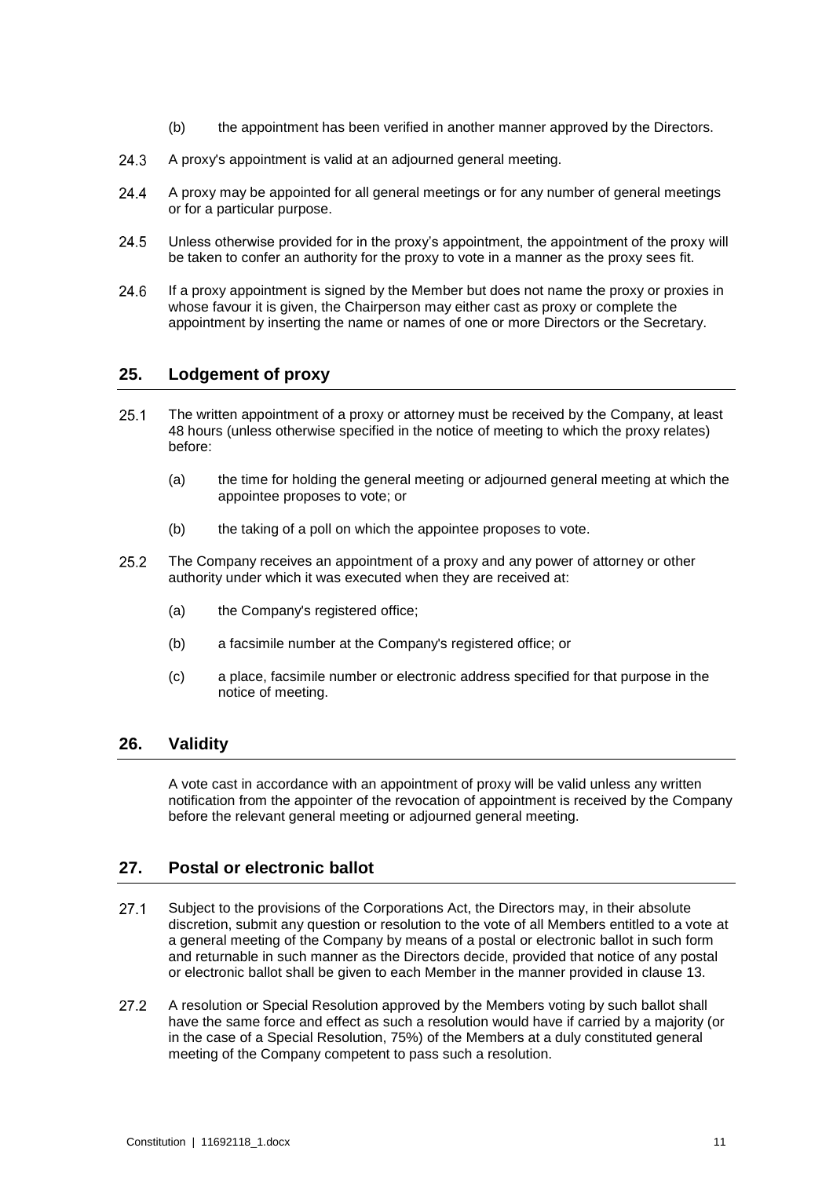(b) the appointment has been verified in another manner approved by the Directors.

24.3 A proxy's appointment is valid at an adjourned general meeting.

24.4 A proxy may be appointed for all general meetings or for any number of general meetings or for a particular purpose.

24.5 Unless otherwise provided for in the proxy's appointment, the appointment of the proxy will be taken to confer an authority for the proxy to vote in a manner as the proxy sees fit.

24.6 If a proxy appointment is signed by the Member but does not name the proxy or proxies in whose favour it is given, the Chairperson may either cast as proxy or complete the appointment by inserting the name or names of one or more Directors or the Secretary.

## 25. Lodgement of proxy

25.1 The written appointment of a proxy or attorney must be received by the Company, at least 48 hours (unless otherwise specified in the notice of meeting to which the proxy relates) before:

(a) the time for holding the general meeting or adjourned general meeting at which the appointee proposes to vote; or

(b) the taking of a poll on which the appointee proposes to vote.

25.2 The Company receives an appointment of a proxy and any power of attorney or other authority under which it was executed when they are received at:

(a) the Company's registered office;

(b) a facsimile number at the Company's registered office; or

(c) a place, facsimile number or electronic address specified for that purpose in the notice of meeting.

## 26. Validity

A vote cast in accordance with an appointment of proxy will be valid unless any written notification from the appointer of the revocation of appointment is received by the Company before the relevant general meeting or adjourned general meeting.

## 27. Postal or electronic ballot

27.1 Subject to the provisions of the Corporations Act, the Directors may, in their absolute discretion, submit any question or resolution to the vote of all Members entitled to a vote at a general meeting of the Company by means of a postal or electronic ballot in such form and returnable in such manner as the Directors decide, provided that notice of any postal or electronic ballot shall be given to each Member in the manner provided in clause 13.

27.2 A resolution or Special Resolution approved by the Members voting by such ballot shall have the same force and effect as such a resolution would have if carried by a majority (or in the case of a Special Resolution, 75%) of the Members at a duly constituted general meeting of the Company competent to pass such a resolution.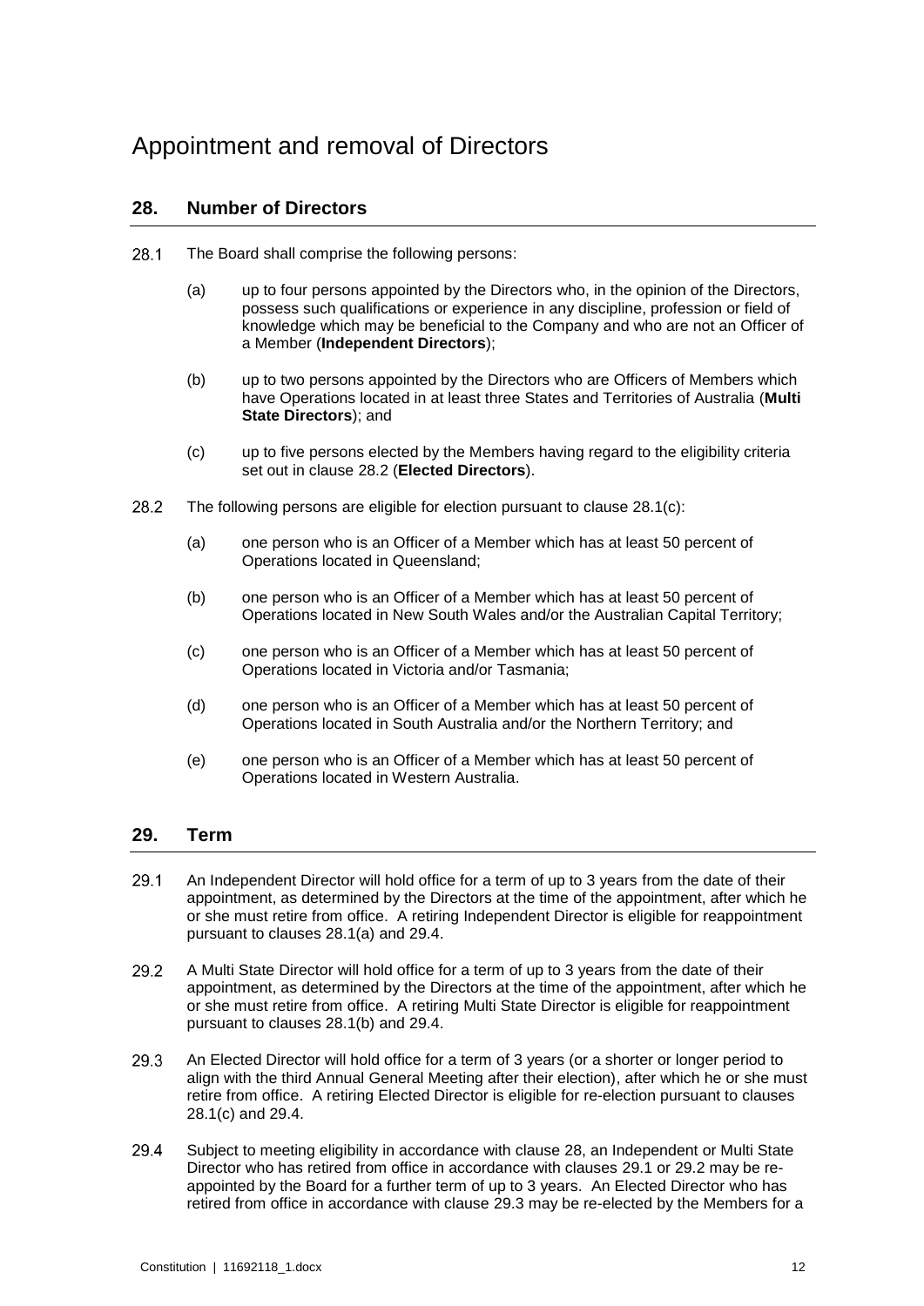# Appointment and removal of Directors

## 28. Number of Directors

28.1 The Board shall comprise the following persons:

(a) up to four persons appointed by the Directors who, in the opinion of the Directors, possess such qualifications or experience in any discipline, profession or field of knowledge which may be beneficial to the Company and who are not an Officer of a Member (**Independent Directors**);

(b) up to two persons appointed by the Directors who are Officers of Members which have Operations located in at least three States and Territories of Australia (**Multi State Directors**); and

(c) up to five persons elected by the Members having regard to the eligibility criteria set out in clause 28.2 (**Elected Directors**).

28.2 The following persons are eligible for election pursuant to clause 28.1(c):

(a) one person who is an Officer of a Member which has at least 50 percent of Operations located in Queensland;

(b) one person who is an Officer of a Member which has at least 50 percent of Operations located in New South Wales and/or the Australian Capital Territory;

(c) one person who is an Officer of a Member which has at least 50 percent of Operations located in Victoria and/or Tasmania;

(d) one person who is an Officer of a Member which has at least 50 percent of Operations located in South Australia and/or the Northern Territory; and

(e) one person who is an Officer of a Member which has at least 50 percent of Operations located in Western Australia.

## 29. Term

29.1 An Independent Director will hold office for a term of up to 3 years from the date of their appointment, as determined by the Directors at the time of the appointment, after which he or she must retire from office. A retiring Independent Director is eligible for reappointment pursuant to clauses 28.1(a) and 29.4.

29.2 A Multi State Director will hold office for a term of up to 3 years from the date of their appointment, as determined by the Directors at the time of the appointment, after which he or she must retire from office. A retiring Multi State Director is eligible for reappointment pursuant to clauses 28.1(b) and 29.4.

29.3 An Elected Director will hold office for a term of 3 years (or a shorter or longer period to align with the third Annual General Meeting after their election), after which he or she must retire from office. A retiring Elected Director is eligible for re-election pursuant to clauses 28.1(c) and 29.4.

29.4 Subject to meeting eligibility in accordance with clause 28, an Independent or Multi State Director who has retired from office in accordance with clauses 29.1 or 29.2 may be re-appointed by the Board for a further term of up to 3 years. An Elected Director who has retired from office in accordance with clause 29.3 may be re-elected by the Members for a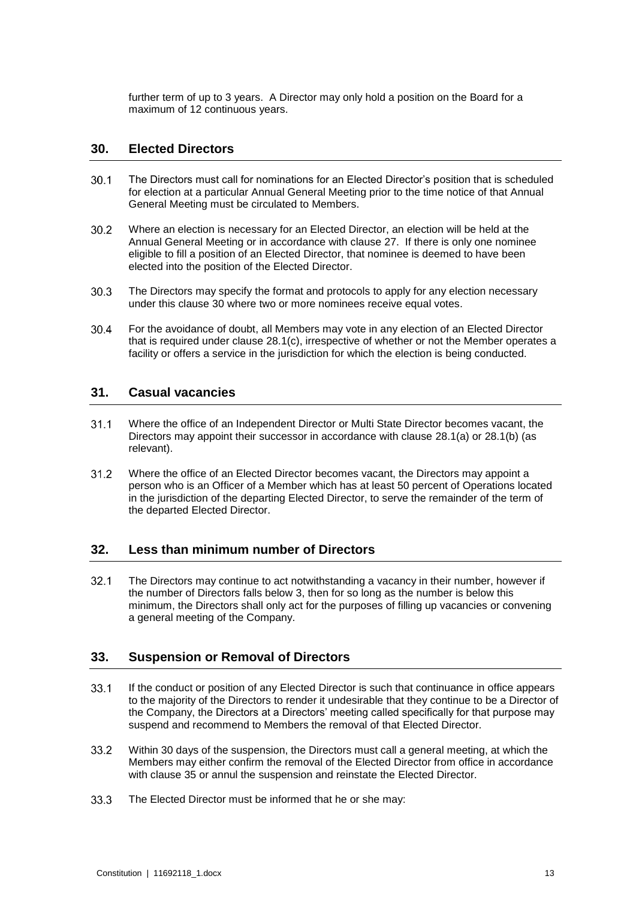further term of up to 3 years. A Director may only hold a position on the Board for a maximum of 12 continuous years.

## 30. Elected Directors

30.1 The Directors must call for nominations for an Elected Director's position that is scheduled for election at a particular Annual General Meeting prior to the time notice of that Annual General Meeting must be circulated to Members.

30.2 Where an election is necessary for an Elected Director, an election will be held at the Annual General Meeting or in accordance with clause 27. If there is only one nominee eligible to fill a position of an Elected Director, that nominee is deemed to have been elected into the position of the Elected Director.

30.3 The Directors may specify the format and protocols to apply for any election necessary under this clause 30 where two or more nominees receive equal votes.

30.4 For the avoidance of doubt, all Members may vote in any election of an Elected Director that is required under clause 28.1(c), irrespective of whether or not the Member operates a facility or offers a service in the jurisdiction for which the election is being conducted.

## 31. Casual vacancies

31.1 Where the office of an Independent Director or Multi State Director becomes vacant, the Directors may appoint their successor in accordance with clause 28.1(a) or 28.1(b) (as relevant).

31.2 Where the office of an Elected Director becomes vacant, the Directors may appoint a person who is an Officer of a Member which has at least 50 percent of Operations located in the jurisdiction of the departing Elected Director, to serve the remainder of the term of the departed Elected Director.

## 32. Less than minimum number of Directors

32.1 The Directors may continue to act notwithstanding a vacancy in their number, however if the number of Directors falls below 3, then for so long as the number is below this minimum, the Directors shall only act for the purposes of filling up vacancies or convening a general meeting of the Company.

## 33. Suspension or Removal of Directors

33.1 If the conduct or position of any Elected Director is such that continuance in office appears to the majority of the Directors to render it undesirable that they continue to be a Director of the Company, the Directors at a Directors' meeting called specifically for that purpose may suspend and recommend to Members the removal of that Elected Director.

33.2 Within 30 days of the suspension, the Directors must call a general meeting, at which the Members may either confirm the removal of the Elected Director from office in accordance with clause 35 or annul the suspension and reinstate the Elected Director.

33.3 The Elected Director must be informed that he or she may: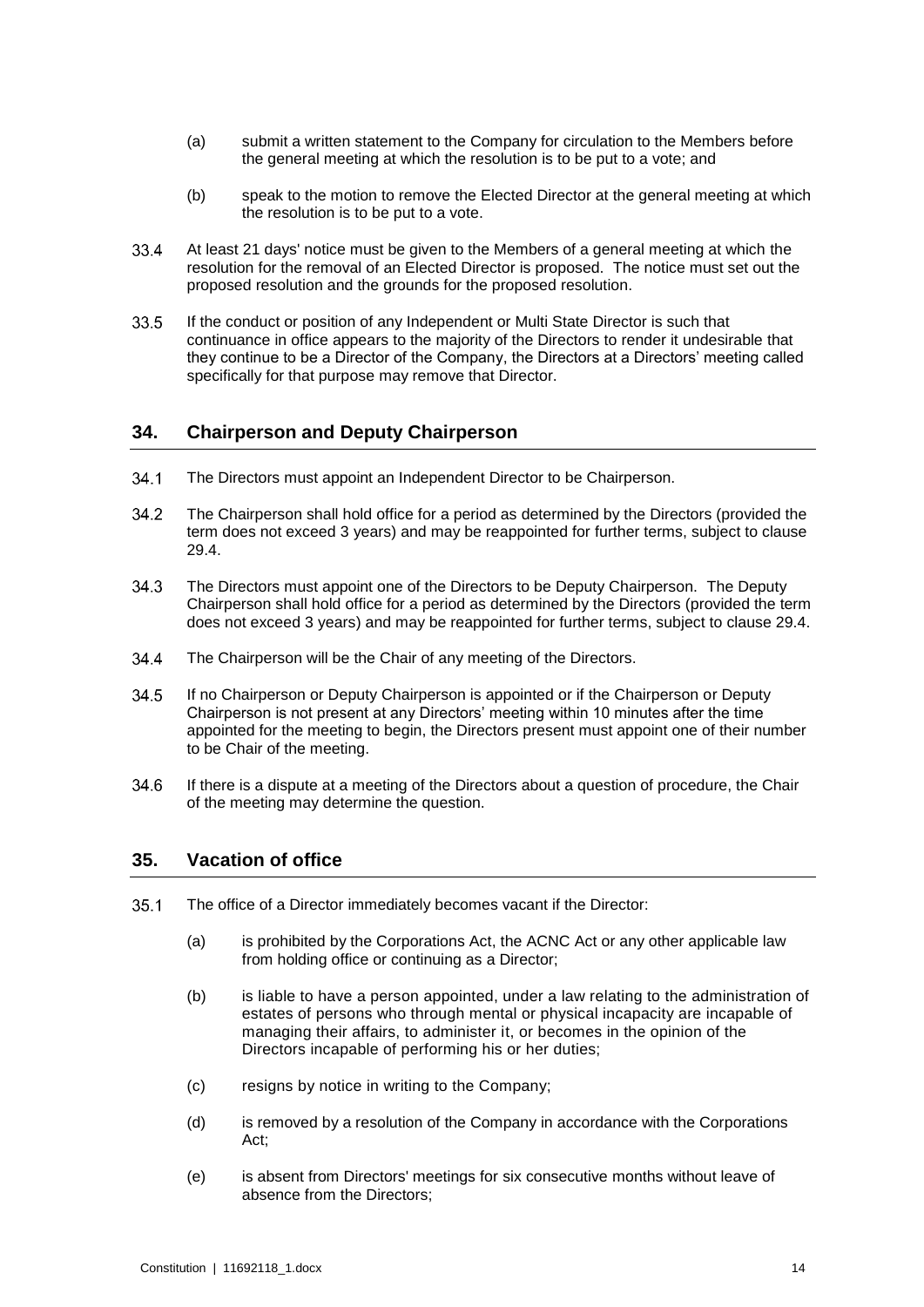(a) submit a written statement to the Company for circulation to the Members before the general meeting at which the resolution is to be put to a vote; and

(b) speak to the motion to remove the Elected Director at the general meeting at which the resolution is to be put to a vote.

33.4 At least 21 days' notice must be given to the Members of a general meeting at which the resolution for the removal of an Elected Director is proposed. The notice must set out the proposed resolution and the grounds for the proposed resolution.

33.5 If the conduct or position of any Independent or Multi State Director is such that continuance in office appears to the majority of the Directors to render it undesirable that they continue to be a Director of the Company, the Directors at a Directors' meeting called specifically for that purpose may remove that Director.

## 34. Chairperson and Deputy Chairperson

34.1 The Directors must appoint an Independent Director to be Chairperson.

34.2 The Chairperson shall hold office for a period as determined by the Directors (provided the term does not exceed 3 years) and may be reappointed for further terms, subject to clause 29.4.

34.3 The Directors must appoint one of the Directors to be Deputy Chairperson. The Deputy Chairperson shall hold office for a period as determined by the Directors (provided the term does not exceed 3 years) and may be reappointed for further terms, subject to clause 29.4.

34.4 The Chairperson will be the Chair of any meeting of the Directors.

34.5 If no Chairperson or Deputy Chairperson is appointed or if the Chairperson or Deputy Chairperson is not present at any Directors' meeting within 10 minutes after the time appointed for the meeting to begin, the Directors present must appoint one of their number to be Chair of the meeting.

34.6 If there is a dispute at a meeting of the Directors about a question of procedure, the Chair of the meeting may determine the question.

## 35. Vacation of office

35.1 The office of a Director immediately becomes vacant if the Director:

(a) is prohibited by the Corporations Act, the ACNC Act or any other applicable law from holding office or continuing as a Director;

(b) is liable to have a person appointed, under a law relating to the administration of estates of persons who through mental or physical incapacity are incapable of managing their affairs, to administer it, or becomes in the opinion of the Directors incapable of performing his or her duties;

(c) resigns by notice in writing to the Company;

(d) is removed by a resolution of the Company in accordance with the Corporations Act;

(e) is absent from Directors' meetings for six consecutive months without leave of absence from the Directors;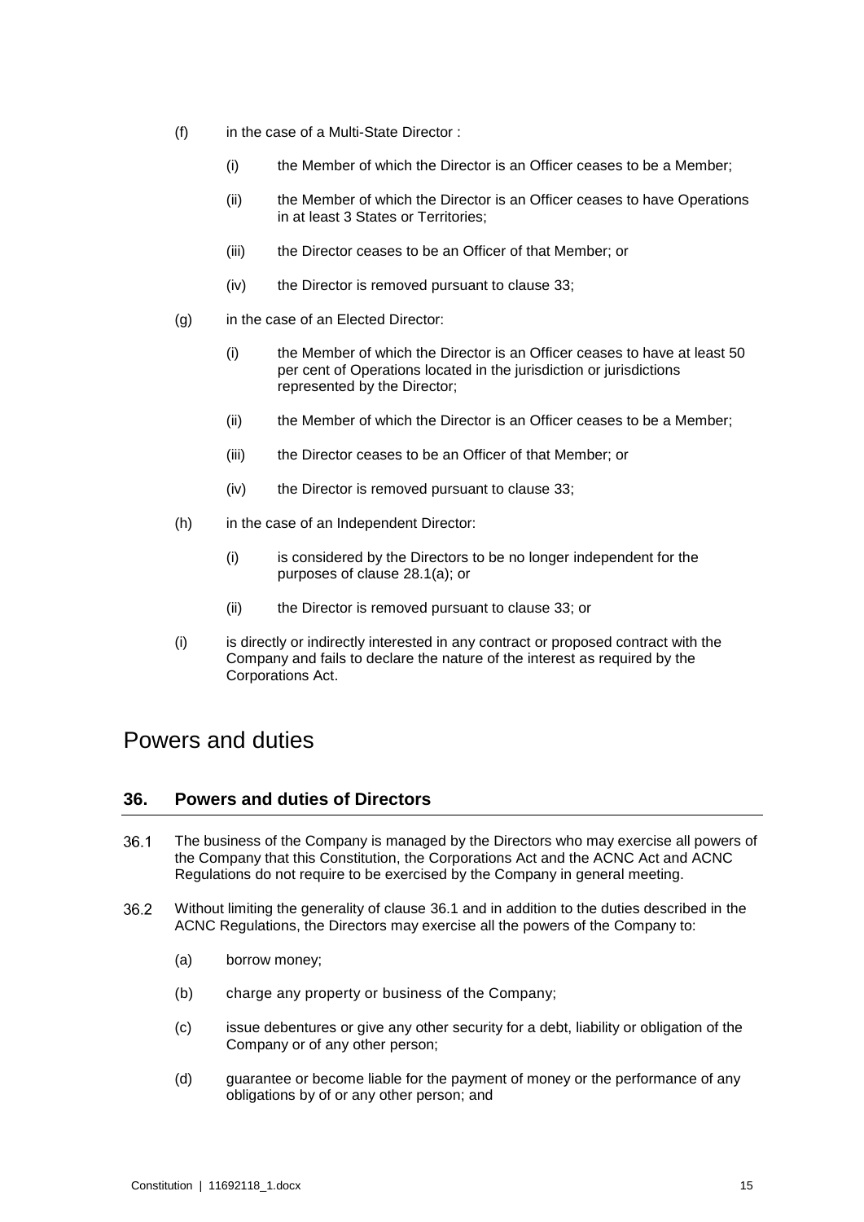(f) in the case of a Multi-State Director :

 (i) the Member of which the Director is an Officer ceases to be a Member;

 (ii) the Member of which the Director is an Officer ceases to have Operations in at least 3 States or Territories;

 (iii) the Director ceases to be an Officer of that Member; or

 (iv) the Director is removed pursuant to clause 33;

(g) in the case of an Elected Director:

 (i) the Member of which the Director is an Officer ceases to have at least 50 per cent of Operations located in the jurisdiction or jurisdictions represented by the Director;

 (ii) the Member of which the Director is an Officer ceases to be a Member;

 (iii) the Director ceases to be an Officer of that Member; or

 (iv) the Director is removed pursuant to clause 33;

(h) in the case of an Independent Director:

 (i) is considered by the Directors to be no longer independent for the purposes of clause 28.1(a); or

 (ii) the Director is removed pursuant to clause 33; or

(i) is directly or indirectly interested in any contract or proposed contract with the Company and fails to declare the nature of the interest as required by the Corporations Act.

# Powers and duties

## 36. Powers and duties of Directors

36.1 The business of the Company is managed by the Directors who may exercise all powers of the Company that this Constitution, the Corporations Act and the ACNC Act and ACNC Regulations do not require to be exercised by the Company in general meeting.

36.2 Without limiting the generality of clause 36.1 and in addition to the duties described in the ACNC Regulations, the Directors may exercise all the powers of the Company to:

 (a) borrow money;

 (b) charge any property or business of the Company;

 (c) issue debentures or give any other security for a debt, liability or obligation of the Company or of any other person;

 (d) guarantee or become liable for the payment of money or the performance of any obligations by of or any other person; and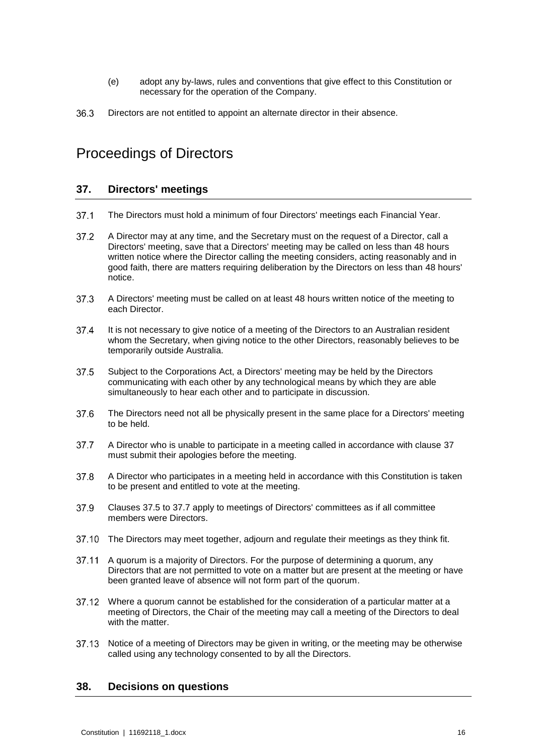(e) adopt any by-laws, rules and conventions that give effect to this Constitution or necessary for the operation of the Company.

36.3 Directors are not entitled to appoint an alternate director in their absence.

# Proceedings of Directors

## 37. Directors' meetings

37.1 The Directors must hold a minimum of four Directors' meetings each Financial Year.

37.2 A Director may at any time, and the Secretary must on the request of a Director, call a Directors' meeting, save that a Directors' meeting may be called on less than 48 hours written notice where the Director calling the meeting considers, acting reasonably and in good faith, there are matters requiring deliberation by the Directors on less than 48 hours' notice.

37.3 A Directors' meeting must be called on at least 48 hours written notice of the meeting to each Director.

37.4 It is not necessary to give notice of a meeting of the Directors to an Australian resident whom the Secretary, when giving notice to the other Directors, reasonably believes to be temporarily outside Australia.

37.5 Subject to the Corporations Act, a Directors' meeting may be held by the Directors communicating with each other by any technological means by which they are able simultaneously to hear each other and to participate in discussion.

37.6 The Directors need not all be physically present in the same place for a Directors' meeting to be held.

37.7 A Director who is unable to participate in a meeting called in accordance with clause 37 must submit their apologies before the meeting.

37.8 A Director who participates in a meeting held in accordance with this Constitution is taken to be present and entitled to vote at the meeting.

37.9 Clauses 37.5 to 37.7 apply to meetings of Directors' committees as if all committee members were Directors.

37.10 The Directors may meet together, adjourn and regulate their meetings as they think fit.

37.11 A quorum is a majority of Directors. For the purpose of determining a quorum, any Directors that are not permitted to vote on a matter but are present at the meeting or have been granted leave of absence will not form part of the quorum.

37.12 Where a quorum cannot be established for the consideration of a particular matter at a meeting of Directors, the Chair of the meeting may call a meeting of the Directors to deal with the matter.

37.13 Notice of a meeting of Directors may be given in writing, or the meeting may be otherwise called using any technology consented to by all the Directors.

## 38. Decisions on questions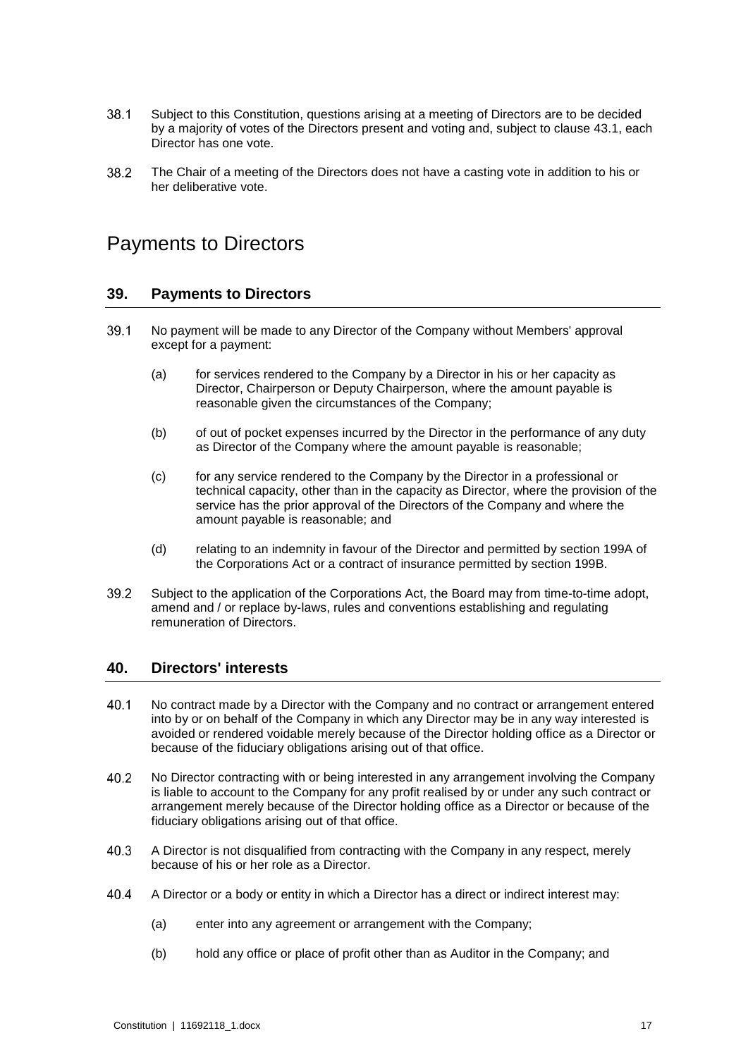38.1 Subject to this Constitution, questions arising at a meeting of Directors are to be decided by a majority of votes of the Directors present and voting and, subject to clause 43.1, each Director has one vote.

38.2 The Chair of a meeting of the Directors does not have a casting vote in addition to his or her deliberative vote.

# Payments to Directors

## 39. Payments to Directors

39.1 No payment will be made to any Director of the Company without Members' approval except for a payment:

(a) for services rendered to the Company by a Director in his or her capacity as Director, Chairperson or Deputy Chairperson, where the amount payable is reasonable given the circumstances of the Company;

(b) of out of pocket expenses incurred by the Director in the performance of any duty as Director of the Company where the amount payable is reasonable;

(c) for any service rendered to the Company by the Director in a professional or technical capacity, other than in the capacity as Director, where the provision of the service has the prior approval of the Directors of the Company and where the amount payable is reasonable; and

(d) relating to an indemnity in favour of the Director and permitted by section 199A of the Corporations Act or a contract of insurance permitted by section 199B.

39.2 Subject to the application of the Corporations Act, the Board may from time-to-time adopt, amend and / or replace by-laws, rules and conventions establishing and regulating remuneration of Directors.

## 40. Directors' interests

40.1 No contract made by a Director with the Company and no contract or arrangement entered into by or on behalf of the Company in which any Director may be in any way interested is avoided or rendered voidable merely because of the Director holding office as a Director or because of the fiduciary obligations arising out of that office.

40.2 No Director contracting with or being interested in any arrangement involving the Company is liable to account to the Company for any profit realised by or under any such contract or arrangement merely because of the Director holding office as a Director or because of the fiduciary obligations arising out of that office.

40.3 A Director is not disqualified from contracting with the Company in any respect, merely because of his or her role as a Director.

40.4 A Director or a body or entity in which a Director has a direct or indirect interest may:

(a) enter into any agreement or arrangement with the Company;

(b) hold any office or place of profit other than as Auditor in the Company; and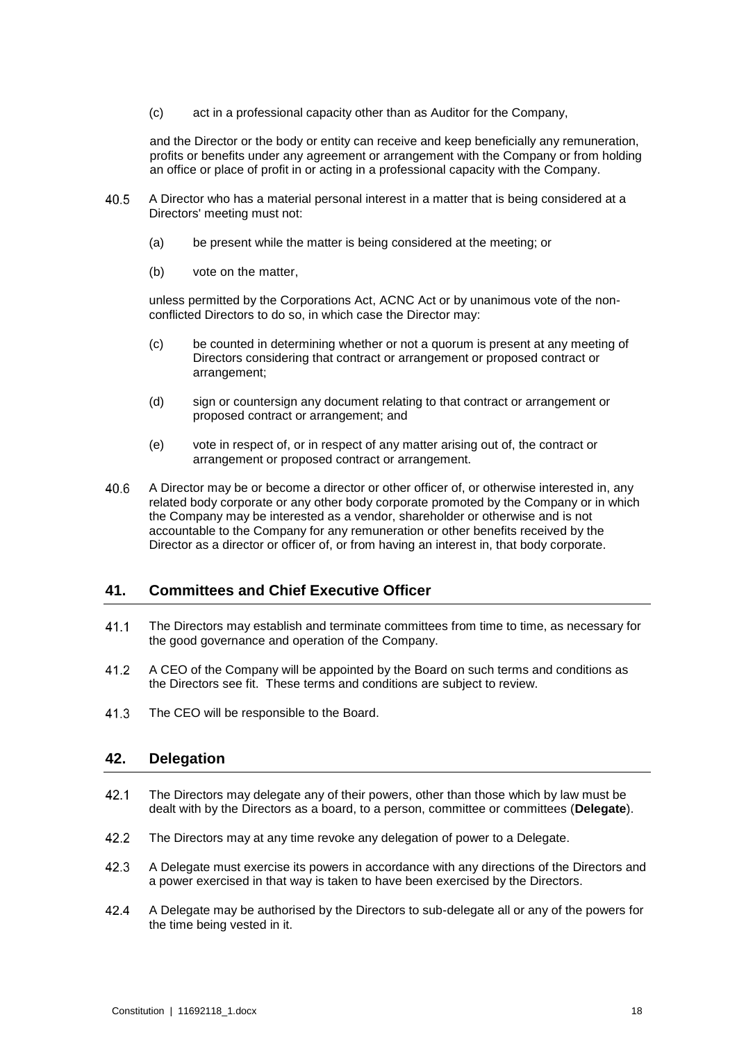(c) act in a professional capacity other than as Auditor for the Company,

and the Director or the body or entity can receive and keep beneficially any remuneration, profits or benefits under any agreement or arrangement with the Company or from holding an office or place of profit in or acting in a professional capacity with the Company.

40.5 A Director who has a material personal interest in a matter that is being considered at a Directors' meeting must not:

(a) be present while the matter is being considered at the meeting; or

(b) vote on the matter,

unless permitted by the Corporations Act, ACNC Act or by unanimous vote of the non-conflicted Directors to do so, in which case the Director may:

(c) be counted in determining whether or not a quorum is present at any meeting of Directors considering that contract or arrangement or proposed contract or arrangement;

(d) sign or countersign any document relating to that contract or arrangement or proposed contract or arrangement; and

(e) vote in respect of, or in respect of any matter arising out of, the contract or arrangement or proposed contract or arrangement.

40.6 A Director may be or become a director or other officer of, or otherwise interested in, any related body corporate or any other body corporate promoted by the Company or in which the Company may be interested as a vendor, shareholder or otherwise and is not accountable to the Company for any remuneration or other benefits received by the Director as a director or officer of, or from having an interest in, that body corporate.

## 41. Committees and Chief Executive Officer

41.1 The Directors may establish and terminate committees from time to time, as necessary for the good governance and operation of the Company.

41.2 A CEO of the Company will be appointed by the Board on such terms and conditions as the Directors see fit. These terms and conditions are subject to review.

41.3 The CEO will be responsible to the Board.

## 42. Delegation

42.1 The Directors may delegate any of their powers, other than those which by law must be dealt with by the Directors as a board, to a person, committee or committees (**Delegate**).

42.2 The Directors may at any time revoke any delegation of power to a Delegate.

42.3 A Delegate must exercise its powers in accordance with any directions of the Directors and a power exercised in that way is taken to have been exercised by the Directors.

42.4 A Delegate may be authorised by the Directors to sub-delegate all or any of the powers for the time being vested in it.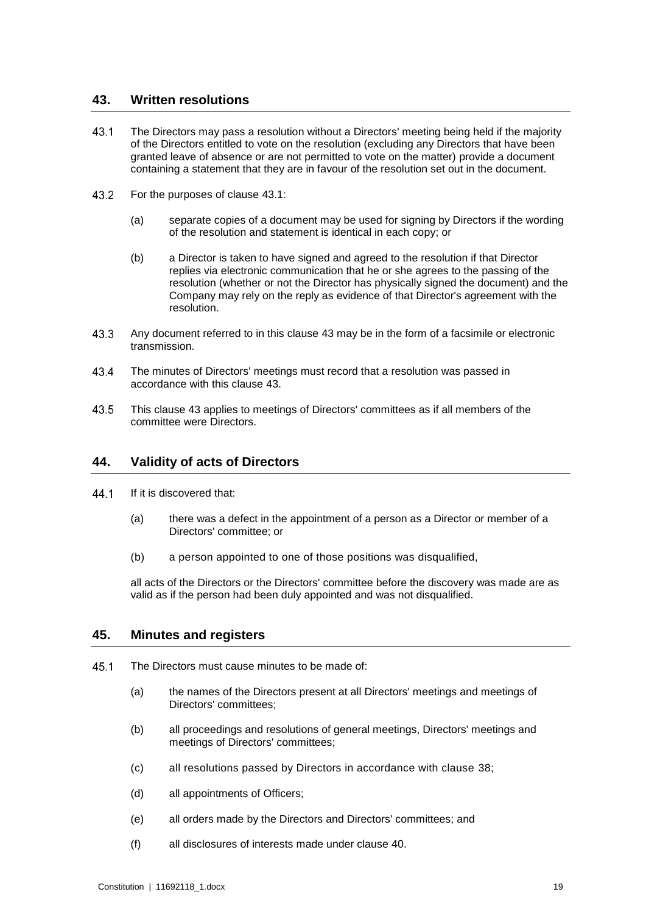## 43. Written resolutions

43.1 The Directors may pass a resolution without a Directors' meeting being held if the majority of the Directors entitled to vote on the resolution (excluding any Directors that have been granted leave of absence or are not permitted to vote on the matter) provide a document containing a statement that they are in favour of the resolution set out in the document.

43.2 For the purposes of clause 43.1:

(a) separate copies of a document may be used for signing by Directors if the wording of the resolution and statement is identical in each copy; or

(b) a Director is taken to have signed and agreed to the resolution if that Director replies via electronic communication that he or she agrees to the passing of the resolution (whether or not the Director has physically signed the document) and the Company may rely on the reply as evidence of that Director's agreement with the resolution.

43.3 Any document referred to in this clause 43 may be in the form of a facsimile or electronic transmission.

43.4 The minutes of Directors' meetings must record that a resolution was passed in accordance with this clause 43.

43.5 This clause 43 applies to meetings of Directors' committees as if all members of the committee were Directors.

## 44. Validity of acts of Directors

44.1 If it is discovered that:

(a) there was a defect in the appointment of a person as a Director or member of a Directors' committee; or

(b) a person appointed to one of those positions was disqualified,

all acts of the Directors or the Directors' committee before the discovery was made are as valid as if the person had been duly appointed and was not disqualified.

## 45. Minutes and registers

45.1 The Directors must cause minutes to be made of:

(a) the names of the Directors present at all Directors' meetings and meetings of Directors' committees;

(b) all proceedings and resolutions of general meetings, Directors' meetings and meetings of Directors' committees;

(c) all resolutions passed by Directors in accordance with clause 38;

(d) all appointments of Officers;

(e) all orders made by the Directors and Directors' committees; and

(f) all disclosures of interests made under clause 40.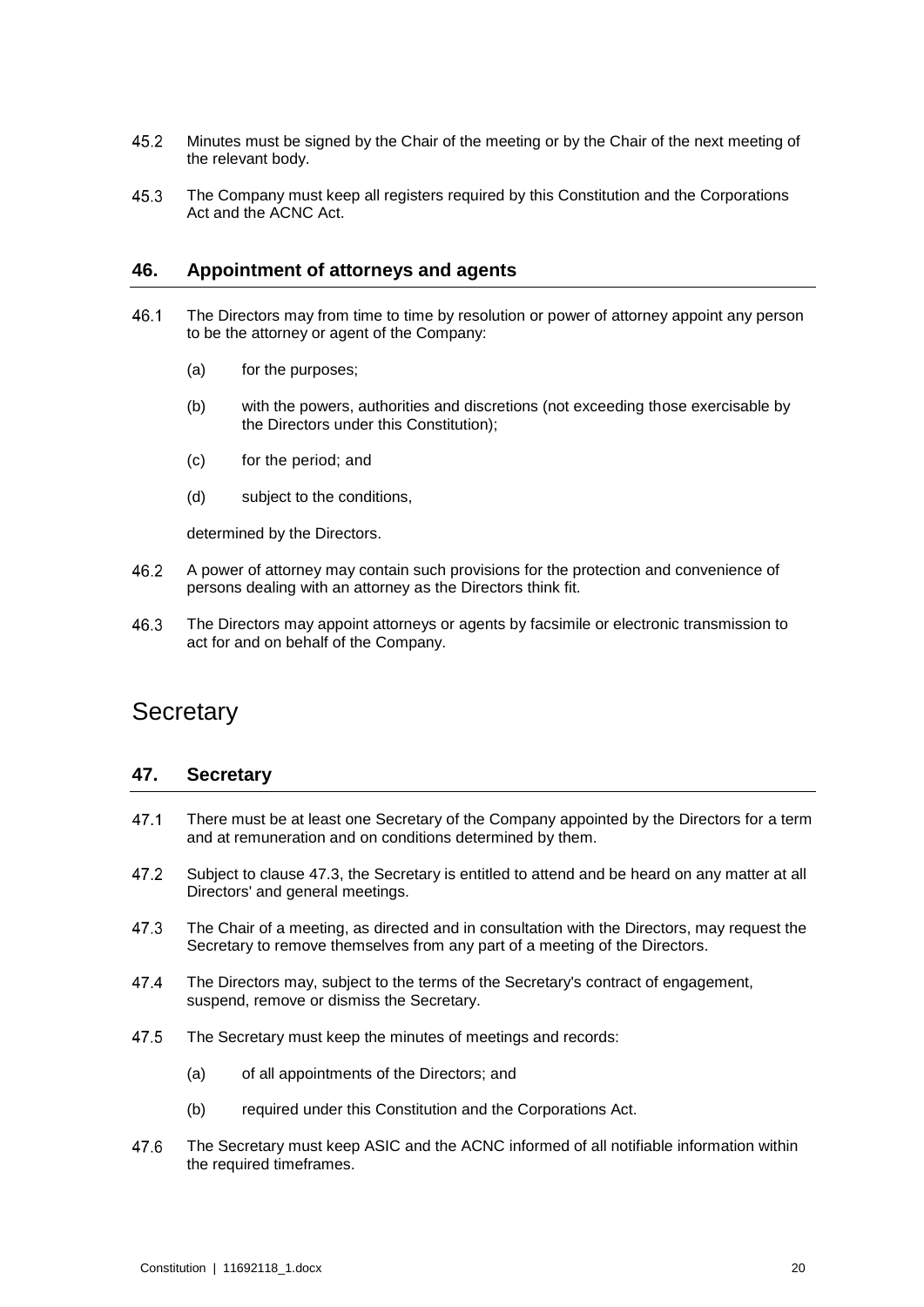45.2 Minutes must be signed by the Chair of the meeting or by the Chair of the next meeting of the relevant body.

45.3 The Company must keep all registers required by this Constitution and the Corporations Act and the ACNC Act.

### 46. Appointment of attorneys and agents

46.1 The Directors may from time to time by resolution or power of attorney appoint any person to be the attorney or agent of the Company:

(a) for the purposes;

(b) with the powers, authorities and discretions (not exceeding those exercisable by the Directors under this Constitution);

(c) for the period; and

(d) subject to the conditions,

determined by the Directors.

46.2 A power of attorney may contain such provisions for the protection and convenience of persons dealing with an attorney as the Directors think fit.

46.3 The Directors may appoint attorneys or agents by facsimile or electronic transmission to act for and on behalf of the Company.

## Secretary

### 47. Secretary

47.1 There must be at least one Secretary of the Company appointed by the Directors for a term and at remuneration and on conditions determined by them.

47.2 Subject to clause 47.3, the Secretary is entitled to attend and be heard on any matter at all Directors' and general meetings.

47.3 The Chair of a meeting, as directed and in consultation with the Directors, may request the Secretary to remove themselves from any part of a meeting of the Directors.

47.4 The Directors may, subject to the terms of the Secretary's contract of engagement, suspend, remove or dismiss the Secretary.

47.5 The Secretary must keep the minutes of meetings and records:

(a) of all appointments of the Directors; and

(b) required under this Constitution and the Corporations Act.

47.6 The Secretary must keep ASIC and the ACNC informed of all notifiable information within the required timeframes.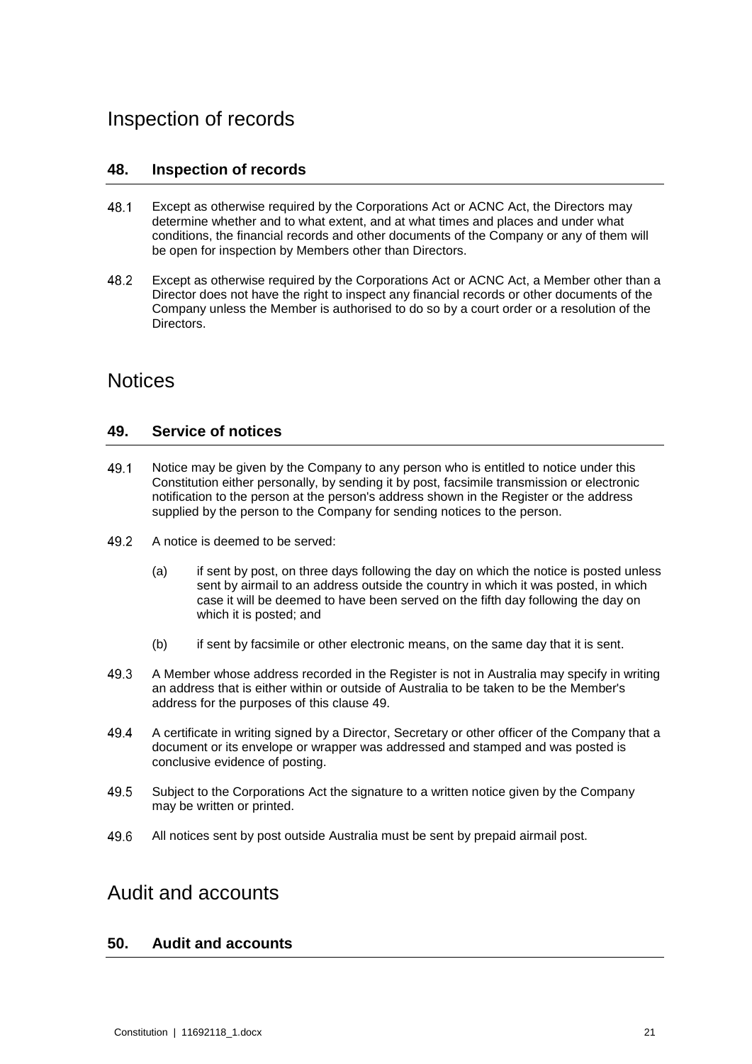# Inspection of records

## 48. Inspection of records

48.1 Except as otherwise required by the Corporations Act or ACNC Act, the Directors may determine whether and to what extent, and at what times and places and under what conditions, the financial records and other documents of the Company or any of them will be open for inspection by Members other than Directors.

48.2 Except as otherwise required by the Corporations Act or ACNC Act, a Member other than a Director does not have the right to inspect any financial records or other documents of the Company unless the Member is authorised to do so by a court order or a resolution of the Directors.

# Notices

## 49. Service of notices

49.1 Notice may be given by the Company to any person who is entitled to notice under this Constitution either personally, by sending it by post, facsimile transmission or electronic notification to the person at the person's address shown in the Register or the address supplied by the person to the Company for sending notices to the person.

49.2 A notice is deemed to be served:

(a) if sent by post, on three days following the day on which the notice is posted unless sent by airmail to an address outside the country in which it was posted, in which case it will be deemed to have been served on the fifth day following the day on which it is posted; and

(b) if sent by facsimile or other electronic means, on the same day that it is sent.

49.3 A Member whose address recorded in the Register is not in Australia may specify in writing an address that is either within or outside of Australia to be taken to be the Member's address for the purposes of this clause 49.

49.4 A certificate in writing signed by a Director, Secretary or other officer of the Company that a document or its envelope or wrapper was addressed and stamped and was posted is conclusive evidence of posting.

49.5 Subject to the Corporations Act the signature to a written notice given by the Company may be written or printed.

49.6 All notices sent by post outside Australia must be sent by prepaid airmail post.

# Audit and accounts

## 50. Audit and accounts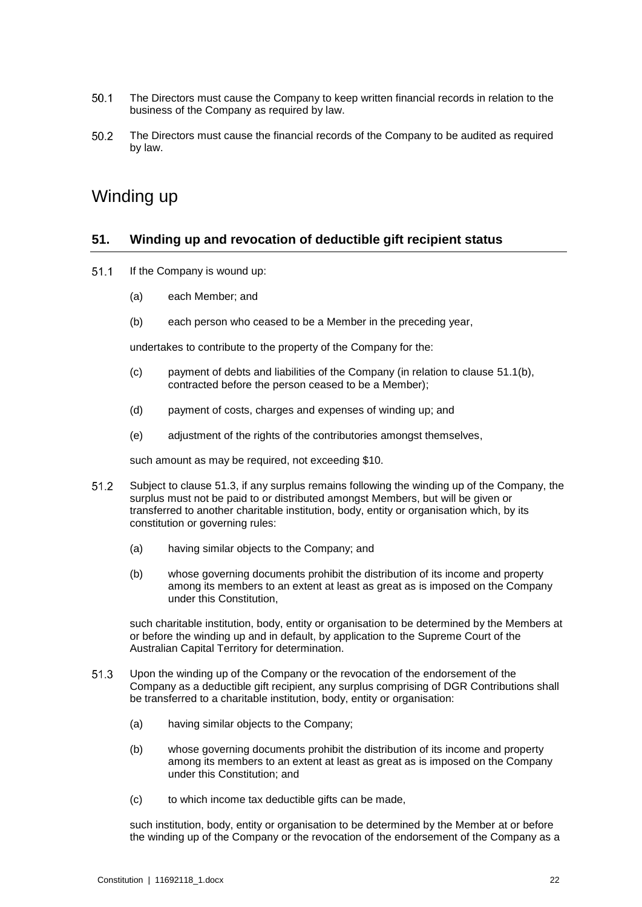50.1 The Directors must cause the Company to keep written financial records in relation to the business of the Company as required by law.

50.2 The Directors must cause the financial records of the Company to be audited as required by law.

# Winding up

## 51. Winding up and revocation of deductible gift recipient status

51.1 If the Company is wound up:

(a) each Member; and

(b) each person who ceased to be a Member in the preceding year,

undertakes to contribute to the property of the Company for the:

(c) payment of debts and liabilities of the Company (in relation to clause 51.1(b), contracted before the person ceased to be a Member);

(d) payment of costs, charges and expenses of winding up; and

(e) adjustment of the rights of the contributories amongst themselves,

such amount as may be required, not exceeding $10.

51.2 Subject to clause 51.3, if any surplus remains following the winding up of the Company, the surplus must not be paid to or distributed amongst Members, but will be given or transferred to another charitable institution, body, entity or organisation which, by its constitution or governing rules:

(a) having similar objects to the Company; and

(b) whose governing documents prohibit the distribution of its income and property among its members to an extent at least as great as is imposed on the Company under this Constitution,

such charitable institution, body, entity or organisation to be determined by the Members at or before the winding up and in default, by application to the Supreme Court of the Australian Capital Territory for determination.

51.3 Upon the winding up of the Company or the revocation of the endorsement of the Company as a deductible gift recipient, any surplus comprising of DGR Contributions shall be transferred to a charitable institution, body, entity or organisation:

(a) having similar objects to the Company;

(b) whose governing documents prohibit the distribution of its income and property among its members to an extent at least as great as is imposed on the Company under this Constitution; and

(c) to which income tax deductible gifts can be made,

such institution, body, entity or organisation to be determined by the Member at or before the winding up of the Company or the revocation of the endorsement of the Company as a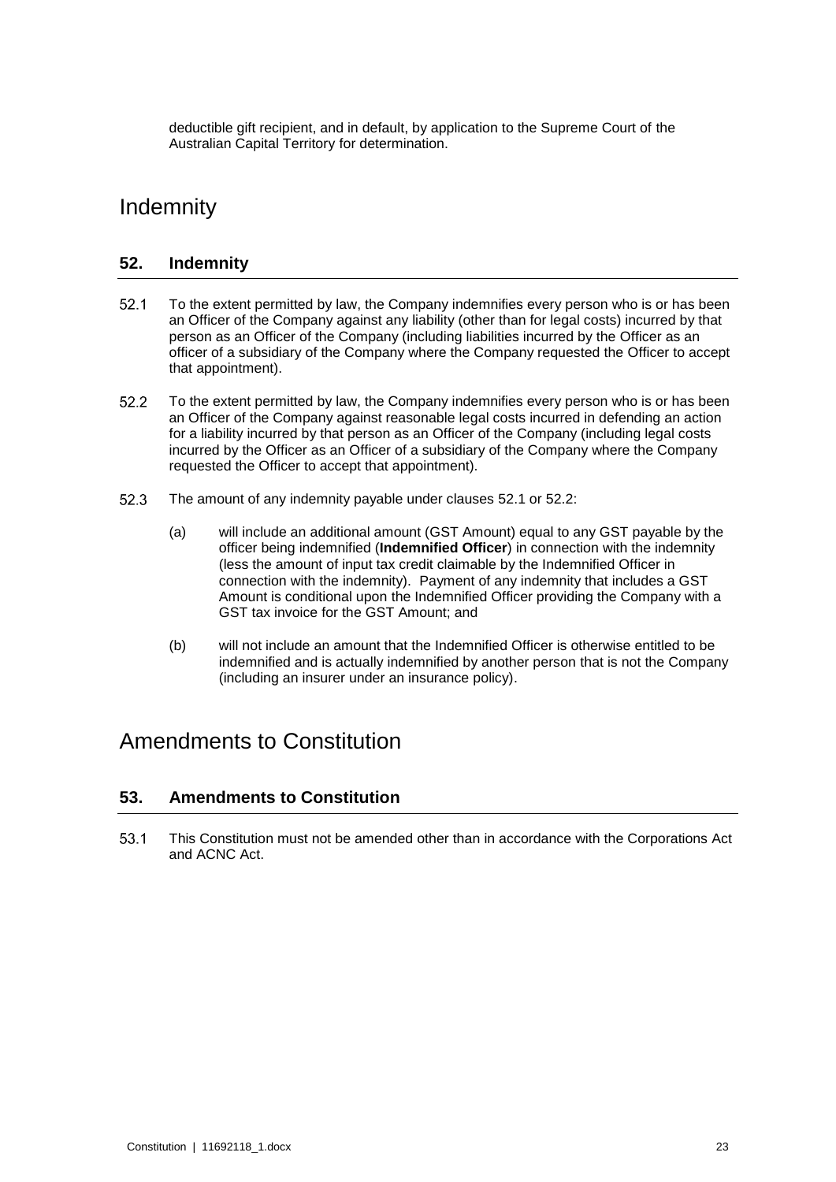deductible gift recipient, and in default, by application to the Supreme Court of the Australian Capital Territory for determination.

# Indemnity

## 52. Indemnity

52.1 To the extent permitted by law, the Company indemnifies every person who is or has been an Officer of the Company against any liability (other than for legal costs) incurred by that person as an Officer of the Company (including liabilities incurred by the Officer as an officer of a subsidiary of the Company where the Company requested the Officer to accept that appointment).

52.2 To the extent permitted by law, the Company indemnifies every person who is or has been an Officer of the Company against reasonable legal costs incurred in defending an action for a liability incurred by that person as an Officer of the Company (including legal costs incurred by the Officer as an Officer of a subsidiary of the Company where the Company requested the Officer to accept that appointment).

52.3 The amount of any indemnity payable under clauses 52.1 or 52.2:

(a) will include an additional amount (GST Amount) equal to any GST payable by the officer being indemnified (**Indemnified Officer**) in connection with the indemnity (less the amount of input tax credit claimable by the Indemnified Officer in connection with the indemnity). Payment of any indemnity that includes a GST Amount is conditional upon the Indemnified Officer providing the Company with a GST tax invoice for the GST Amount; and

(b) will not include an amount that the Indemnified Officer is otherwise entitled to be indemnified and is actually indemnified by another person that is not the Company (including an insurer under an insurance policy).

# Amendments to Constitution

## 53. Amendments to Constitution

53.1 This Constitution must not be amended other than in accordance with the Corporations Act and ACNC Act.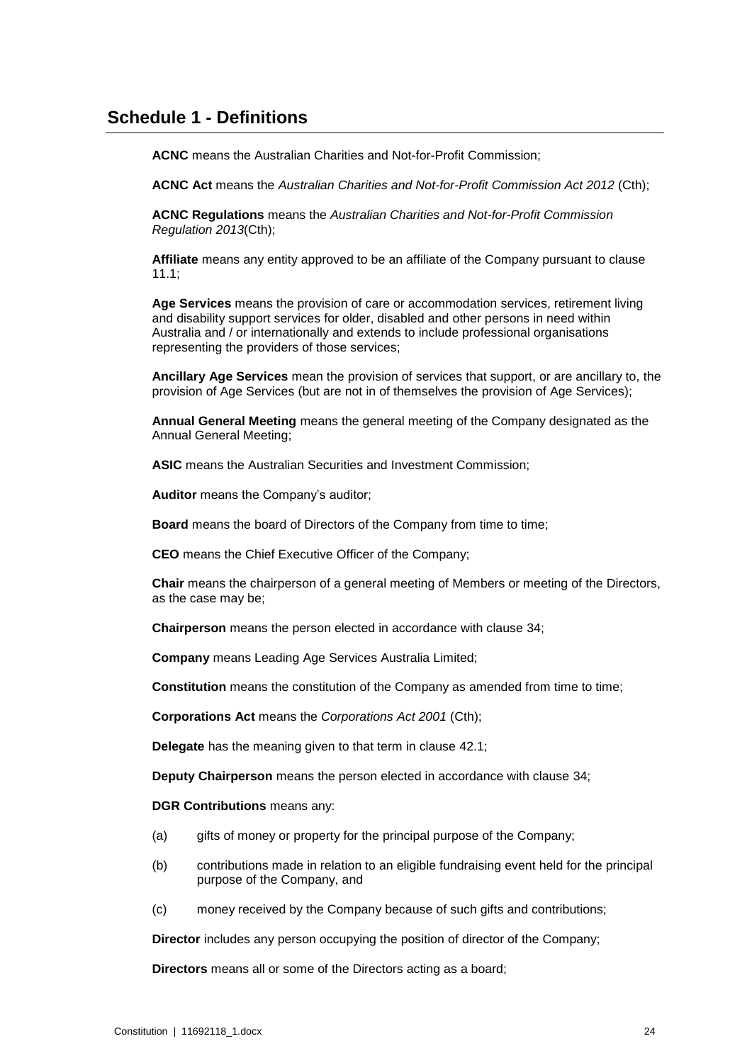## Schedule 1 - Definitions

**ACNC** means the Australian Charities and Not-for-Profit Commission;

**ACNC Act** means the *Australian Charities and Not-for-Profit Commission Act 2012* (Cth);

**ACNC Regulations** means the *Australian Charities and Not-for-Profit Commission Regulation 2013*(Cth);

**Affiliate** means any entity approved to be an affiliate of the Company pursuant to clause 11.1;

**Age Services** means the provision of care or accommodation services, retirement living and disability support services for older, disabled and other persons in need within Australia and / or internationally and extends to include professional organisations representing the providers of those services;

**Ancillary Age Services** mean the provision of services that support, or are ancillary to, the provision of Age Services (but are not in of themselves the provision of Age Services);

**Annual General Meeting** means the general meeting of the Company designated as the Annual General Meeting;

**ASIC** means the Australian Securities and Investment Commission;

**Auditor** means the Company's auditor;

**Board** means the board of Directors of the Company from time to time;

**CEO** means the Chief Executive Officer of the Company;

**Chair** means the chairperson of a general meeting of Members or meeting of the Directors, as the case may be;

**Chairperson** means the person elected in accordance with clause 34;

**Company** means Leading Age Services Australia Limited;

**Constitution** means the constitution of the Company as amended from time to time;

**Corporations Act** means the *Corporations Act 2001* (Cth);

**Delegate** has the meaning given to that term in clause 42.1;

**Deputy Chairperson** means the person elected in accordance with clause 34;

**DGR Contributions** means any:

(a) gifts of money or property for the principal purpose of the Company;

(b) contributions made in relation to an eligible fundraising event held for the principal purpose of the Company, and

(c) money received by the Company because of such gifts and contributions;

**Director** includes any person occupying the position of director of the Company;

**Directors** means all or some of the Directors acting as a board;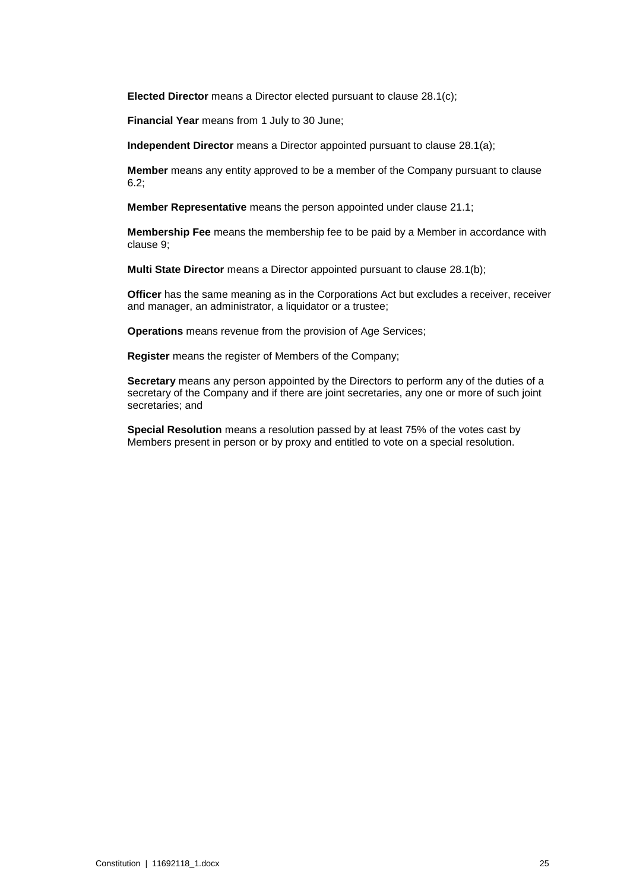**Elected Director** means a Director elected pursuant to clause 28.1(c);

**Financial Year** means from 1 July to 30 June;

**Independent Director** means a Director appointed pursuant to clause 28.1(a);

**Member** means any entity approved to be a member of the Company pursuant to clause 6.2;

**Member Representative** means the person appointed under clause 21.1;

**Membership Fee** means the membership fee to be paid by a Member in accordance with clause 9;

**Multi State Director** means a Director appointed pursuant to clause 28.1(b);

**Officer** has the same meaning as in the Corporations Act but excludes a receiver, receiver and manager, an administrator, a liquidator or a trustee;

**Operations** means revenue from the provision of Age Services;

**Register** means the register of Members of the Company;

**Secretary** means any person appointed by the Directors to perform any of the duties of a secretary of the Company and if there are joint secretaries, any one or more of such joint secretaries; and

**Special Resolution** means a resolution passed by at least 75% of the votes cast by Members present in person or by proxy and entitled to vote on a special resolution.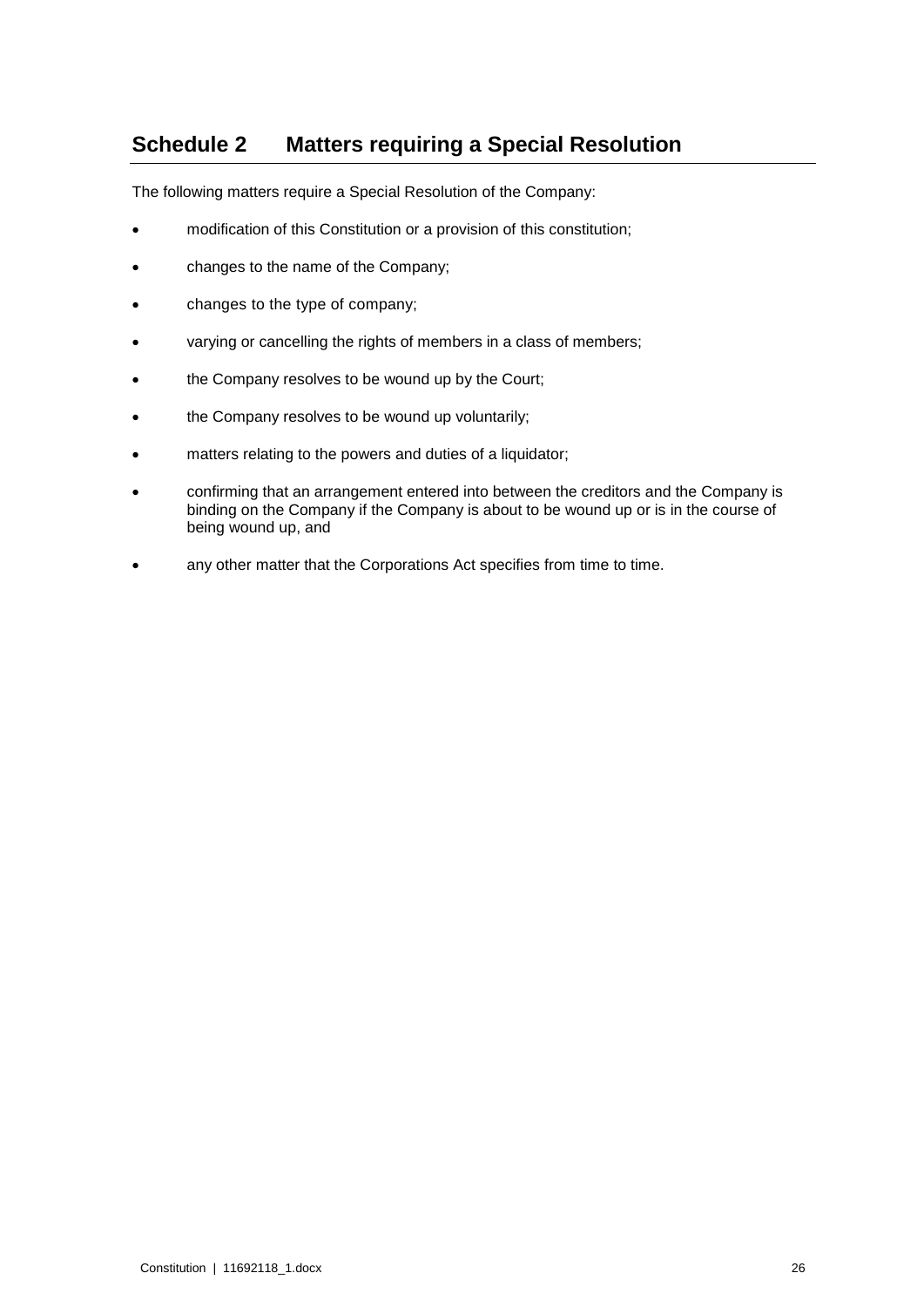# Schedule 2 Matters requiring a Special Resolution

The following matters require a Special Resolution of the Company:

- modification of this Constitution or a provision of this constitution;
- changes to the name of the Company;
- changes to the type of company;
- varying or cancelling the rights of members in a class of members;
- the Company resolves to be wound up by the Court;
- the Company resolves to be wound up voluntarily;
- matters relating to the powers and duties of a liquidator;
- confirming that an arrangement entered into between the creditors and the Company is binding on the Company if the Company is about to be wound up or is in the course of being wound up, and
- any other matter that the Corporations Act specifies from time to time.